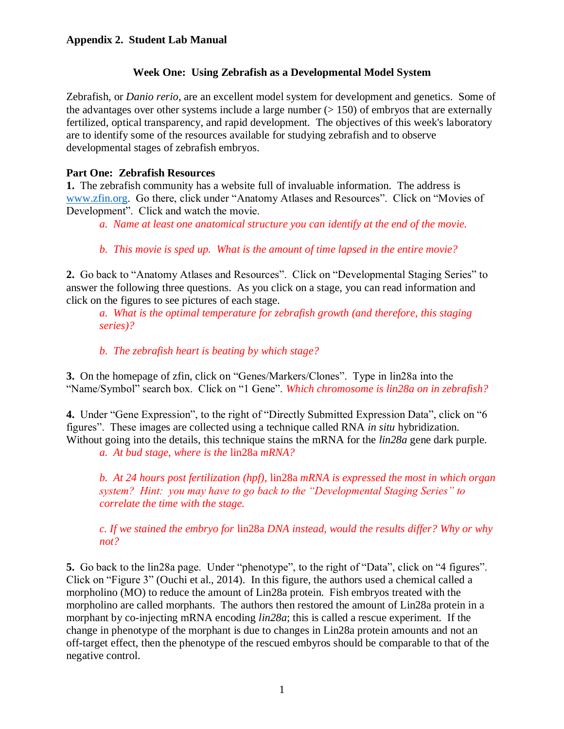**Appendix 2. Student Lab Manual**

## Week One: Using Zebrafish as a Developmental Model System

Zebrafish, or *Danio rerio*, are an excellent model system for development and genetics. Some of the advantages over other systems include a large number (> 150) of embryos that are externally fertilized, optical transparency, and rapid development. The objectives of this week's laboratory are to identify some of the resources available for studying zebrafish and to observe developmental stages of zebrafish embryos.

### Part One: Zebrafish Resources

**1.** The zebrafish community has a website full of invaluable information. The address is www.zfin.org. Go there, click under "Anatomy Atlases and Resources". Click on "Movies of Development". Click and watch the movie.

> *a. Name at least one anatomical structure you can identify at the end of the movie.*
>
> *b. This movie is sped up. What is the amount of time lapsed in the entire movie?*

**2.** Go back to "Anatomy Atlases and Resources". Click on "Developmental Staging Series" to answer the following three questions. As you click on a stage, you can read information and click on the figures to see pictures of each stage.

> *a. What is the optimal temperature for zebrafish growth (and therefore, this staging series)?*
>
> *b. The zebrafish heart is beating by which stage?*

**3.** On the homepage of zfin, click on "Genes/Markers/Clones". Type in lin28a into the "Name/Symbol" search box. Click on "1 Gene". *Which chromosome is lin28a on in zebrafish?*

**4.** Under "Gene Expression", to the right of "Directly Submitted Expression Data", click on "6 figures". These images are collected using a technique called RNA *in situ* hybridization. Without going into the details, this technique stains the mRNA for the *lin28a* gene dark purple.

> *a. At bud stage, where is the* lin28a *mRNA?*
>
> *b. At 24 hours post fertilization (hpf),* lin28a *mRNA is expressed the most in which organ system? Hint: you may have to go back to the "Developmental Staging Series" to correlate the time with the stage.*
>
> *c. If we stained the embryo for* lin28a *DNA instead, would the results differ? Why or why not?*

**5.** Go back to the lin28a page. Under "phenotype", to the right of "Data", click on "4 figures". Click on "Figure 3" (Ouchi et al., 2014). In this figure, the authors used a chemical called a morpholino (MO) to reduce the amount of Lin28a protein. Fish embryos treated with the morpholino are called morphants. The authors then restored the amount of Lin28a protein in a morphant by co-injecting mRNA encoding *lin28a*; this is called a rescue experiment. If the change in phenotype of the morphant is due to changes in Lin28a protein amounts and not an off-target effect, then the phenotype of the rescued embyros should be comparable to that of the negative control.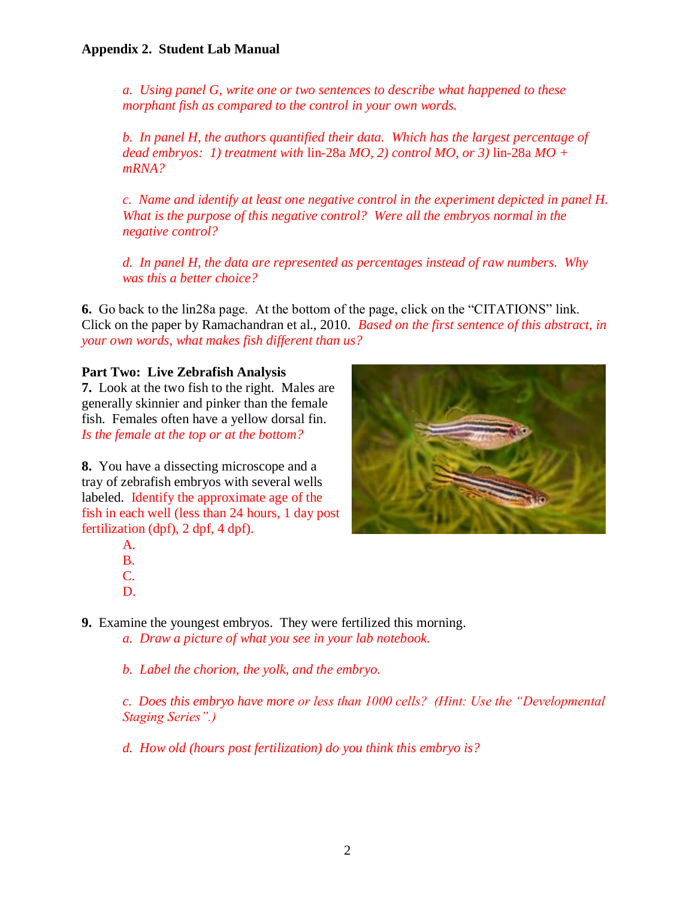**Appendix 2. Student Lab Manual**

*a. Using panel G, write one or two sentences to describe what happened to these morphant fish as compared to the control in your own words.*

*b. In panel H, the authors quantified their data. Which has the largest percentage of dead embryos: 1) treatment with* lin-28a *MO, 2) control MO, or 3)* lin-28a *MO + mRNA?*

*c. Name and identify at least one negative control in the experiment depicted in panel H. What is the purpose of this negative control? Were all the embryos normal in the negative control?*

*d. In panel H, the data are represented as percentages instead of raw numbers. Why was this a better choice?*

**6.** Go back to the lin28a page. At the bottom of the page, click on the "CITATIONS" link. Click on the paper by Ramachandran et al., 2010. *Based on the first sentence of this abstract, in your own words, what makes fish different than us?*

**Part Two: Live Zebrafish Analysis**

**7.** Look at the two fish to the right. Males are generally skinnier and pinker than the female fish. Females often have a yellow dorsal fin. *Is the female at the top or at the bottom?*

**8.** You have a dissecting microscope and a tray of zebrafish embryos with several wells labeled. Identify the approximate age of the fish in each well (less than 24 hours, 1 day post fertilization (dpf), 2 dpf, 4 dpf).

A.
B.
C.
D.

**9.** Examine the youngest embryos. They were fertilized this morning.

*a. Draw a picture of what you see in your lab notebook.*

*b. Label the chorion, the yolk, and the embryo.*

*c. Does this embryo have more or less than 1000 cells? (Hint: Use the "Developmental Staging Series".)*

*d. How old (hours post fertilization) do you think this embryo is?*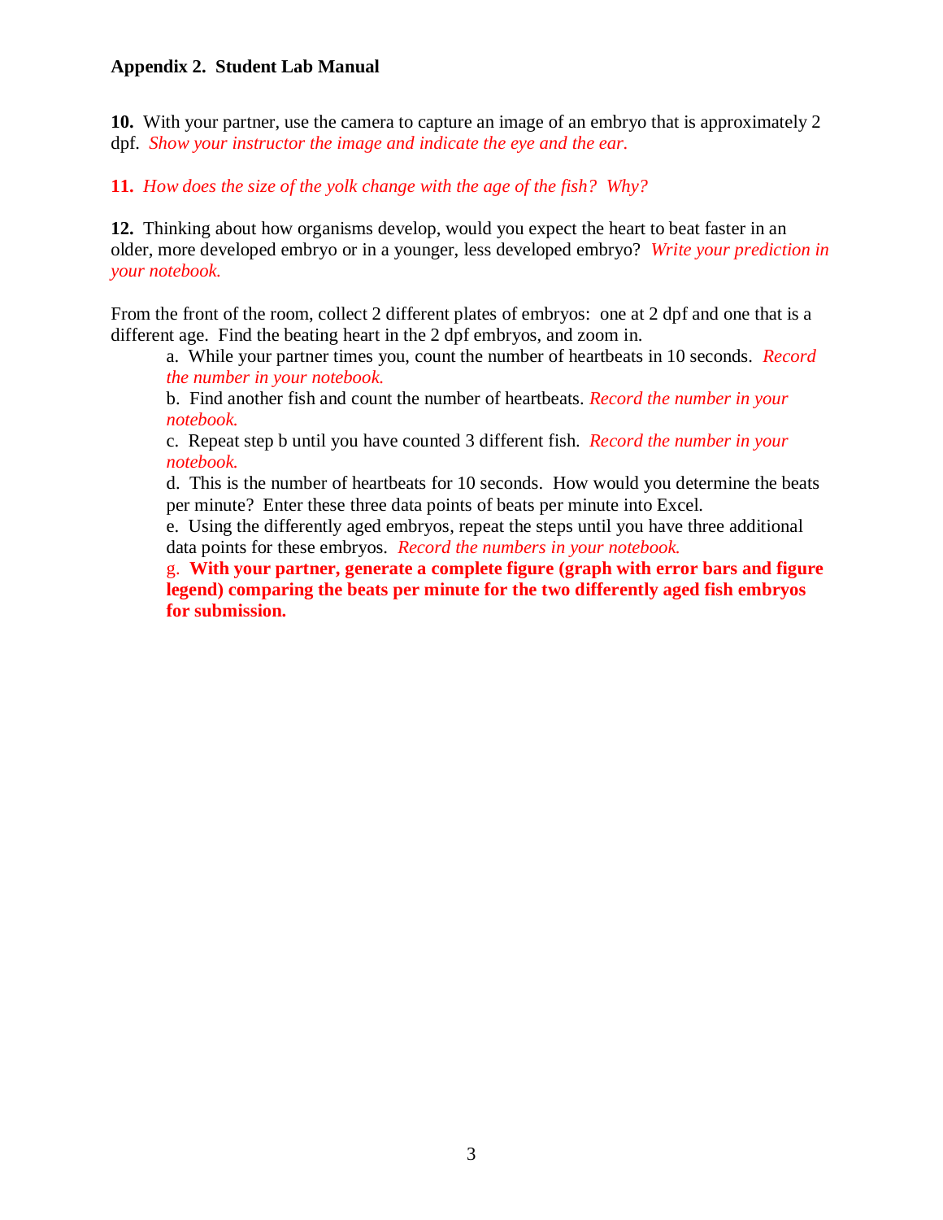**Appendix 2. Student Lab Manual**

**10.** With your partner, use the camera to capture an image of an embryo that is approximately 2 dpf. *Show your instructor the image and indicate the eye and the ear.*

**11.** *How does the size of the yolk change with the age of the fish? Why?*

**12.** Thinking about how organisms develop, would you expect the heart to beat faster in an older, more developed embryo or in a younger, less developed embryo? *Write your prediction in your notebook.*

From the front of the room, collect 2 different plates of embryos: one at 2 dpf and one that is a different age. Find the beating heart in the 2 dpf embryos, and zoom in.

a. While your partner times you, count the number of heartbeats in 10 seconds. *Record the number in your notebook.*

b. Find another fish and count the number of heartbeats. *Record the number in your notebook.*

c. Repeat step b until you have counted 3 different fish. *Record the number in your notebook.*

d. This is the number of heartbeats for 10 seconds. How would you determine the beats per minute? Enter these three data points of beats per minute into Excel.

e. Using the differently aged embryos, repeat the steps until you have three additional data points for these embryos. *Record the numbers in your notebook.*

g. **With your partner, generate a complete figure (graph with error bars and figure legend) comparing the beats per minute for the two differently aged fish embryos for submission.**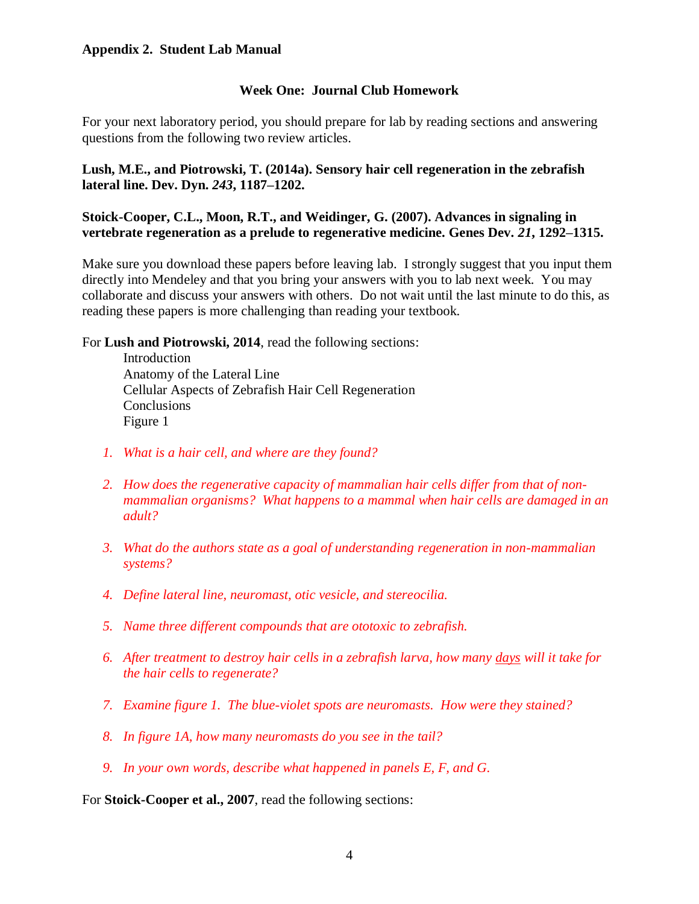**Appendix 2. Student Lab Manual**

## Week One: Journal Club Homework

For your next laboratory period, you should prepare for lab by reading sections and answering questions from the following two review articles.

**Lush, M.E., and Piotrowski, T. (2014a). Sensory hair cell regeneration in the zebrafish lateral line. Dev. Dyn. *243*, 1187–1202.**

**Stoick-Cooper, C.L., Moon, R.T., and Weidinger, G. (2007). Advances in signaling in vertebrate regeneration as a prelude to regenerative medicine. Genes Dev. *21*, 1292–1315.**

Make sure you download these papers before leaving lab. I strongly suggest that you input them directly into Mendeley and that you bring your answers with you to lab next week. You may collaborate and discuss your answers with others. Do not wait until the last minute to do this, as reading these papers is more challenging than reading your textbook.

For **Lush and Piotrowski, 2014**, read the following sections:

- Introduction
- Anatomy of the Lateral Line
- Cellular Aspects of Zebrafish Hair Cell Regeneration
- Conclusions
- Figure 1

1. *What is a hair cell, and where are they found?*
2. *How does the regenerative capacity of mammalian hair cells differ from that of non-mammalian organisms? What happens to a mammal when hair cells are damaged in an adult?*
3. *What do the authors state as a goal of understanding regeneration in non-mammalian systems?*
4. *Define lateral line, neuromast, otic vesicle, and stereocilia.*
5. *Name three different compounds that are ototoxic to zebrafish.*
6. *After treatment to destroy hair cells in a zebrafish larva, how many <u>days</u> will it take for the hair cells to regenerate?*
7. *Examine figure 1. The blue-violet spots are neuromasts. How were they stained?*
8. *In figure 1A, how many neuromasts do you see in the tail?*
9. *In your own words, describe what happened in panels E, F, and G.*

For **Stoick-Cooper et al., 2007**, read the following sections: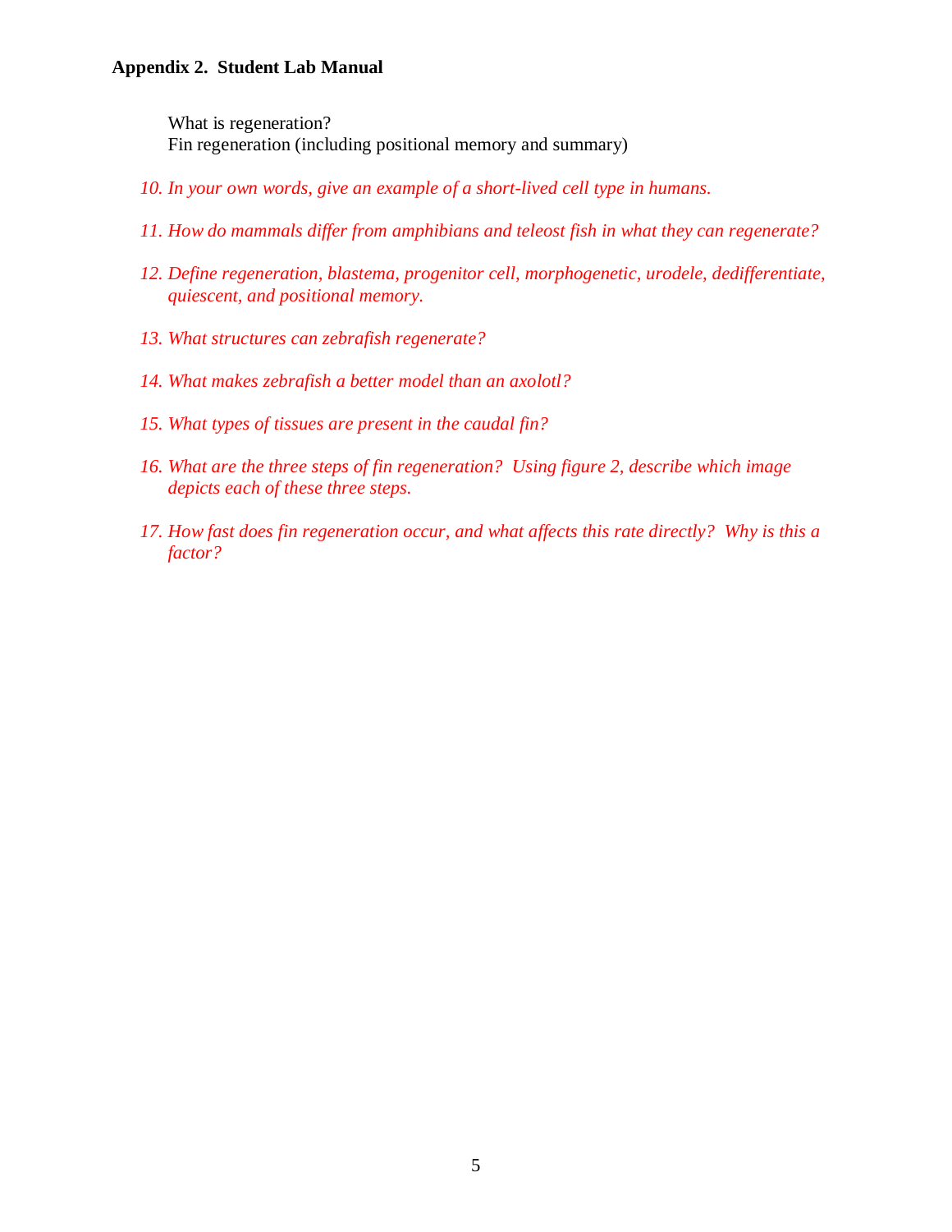**Appendix 2. Student Lab Manual**

What is regeneration?
Fin regeneration (including positional memory and summary)

*10. In your own words, give an example of a short-lived cell type in humans.*

*11. How do mammals differ from amphibians and teleost fish in what they can regenerate?*

*12. Define regeneration, blastema, progenitor cell, morphogenetic, urodele, dedifferentiate, quiescent, and positional memory.*

*13. What structures can zebrafish regenerate?*

*14. What makes zebrafish a better model than an axolotl?*

*15. What types of tissues are present in the caudal fin?*

*16. What are the three steps of fin regeneration? Using figure 2, describe which image depicts each of these three steps.*

*17. How fast does fin regeneration occur, and what affects this rate directly? Why is this a factor?*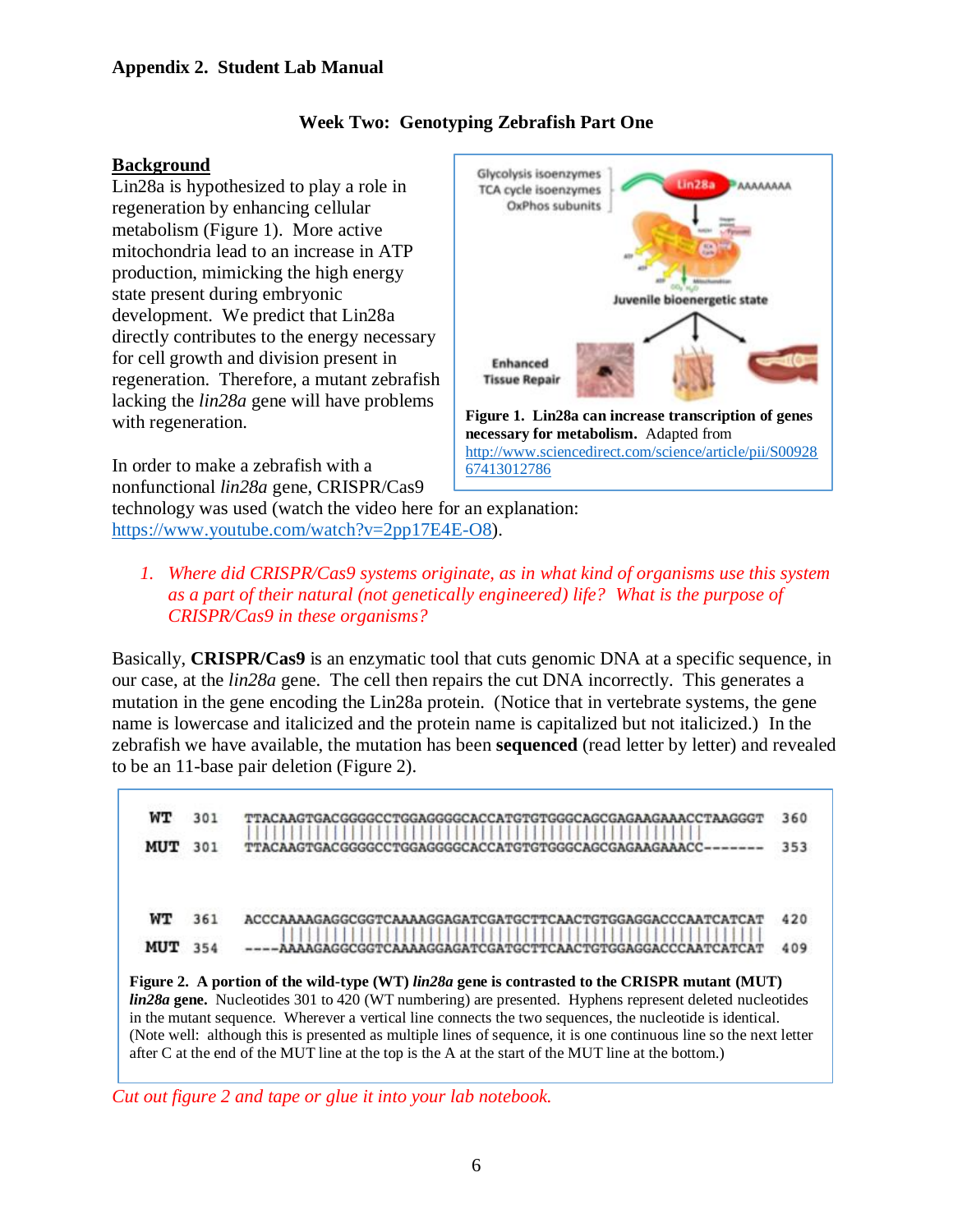**Appendix 2. Student Lab Manual**

## Week Two: Genotyping Zebrafish Part One

**Background**

Lin28a is hypothesized to play a role in regeneration by enhancing cellular metabolism (Figure 1). More active mitochondria lead to an increase in ATP production, mimicking the high energy state present during embryonic development. We predict that Lin28a directly contributes to the energy necessary for cell growth and division present in regeneration. Therefore, a mutant zebrafish lacking the *lin28a* gene will have problems with regeneration.

Glycolysis isoenzymes
TCA cycle isoenzymes
OxPhos subunits
Lin28a
AAAAAAA
Juvenile bioenergetic state
Enhanced
Tissue Repair

**Figure 1. Lin28a can increase transcription of genes necessary for metabolism.** Adapted from http://www.sciencedirect.com/science/article/pii/S0092867413012786

In order to make a zebrafish with a nonfunctional *lin28a* gene, CRISPR/Cas9 technology was used (watch the video here for an explanation: https://www.youtube.com/watch?v=2pp17E4E-O8).

1. *Where did CRISPR/Cas9 systems originate, as in what kind of organisms use this system as a part of their natural (not genetically engineered) life? What is the purpose of CRISPR/Cas9 in these organisms?*

Basically, **CRISPR/Cas9** is an enzymatic tool that cuts genomic DNA at a specific sequence, in our case, at the *lin28a* gene. The cell then repairs the cut DNA incorrectly. This generates a mutation in the gene encoding the Lin28a protein. (Notice that in vertebrate systems, the gene name is lowercase and italicized and the protein name is capitalized but not italicized.) In the zebrafish we have available, the mutation has been **sequenced** (read letter by letter) and revealed to be an 11-base pair deletion (Figure 2).

```
WT   301  TTACAAGTGACGGGGCCTGGAGGGGCACCATGTGTGGGCAGCGAGAAGAAACCTAAGGGT  360
          ||||||||||||||||||||||||||||||||||||||||||||||||||||
MUT  301  TTACAAGTGACGGGGCCTGGAGGGGCACCATGTGTGGGCAGCGAGAAGAAACC-------  353


WT   361  ACCCAAAAGAGGCGGTCAAAAGGAGATCGATGCTTCAACTGTGGAGGACCCAATCATCAT  420
              ||||||||||||||||||||||||||||||||||||||||||||||||||||||||
MUT  354  ----AAAAGAGGCGGTCAAAAGGAGATCGATGCTTCAACTGTGGAGGACCCAATCATCAT  409
```

**Figure 2. A portion of the wild-type (WT) *lin28a* gene is contrasted to the CRISPR mutant (MUT) *lin28a* gene.** Nucleotides 301 to 420 (WT numbering) are presented. Hyphens represent deleted nucleotides in the mutant sequence. Wherever a vertical line connects the two sequences, the nucleotide is identical. (Note well: although this is presented as multiple lines of sequence, it is one continuous line so the next letter after C at the end of the MUT line at the top is the A at the start of the MUT line at the bottom.)

*Cut out figure 2 and tape or glue it into your lab notebook.*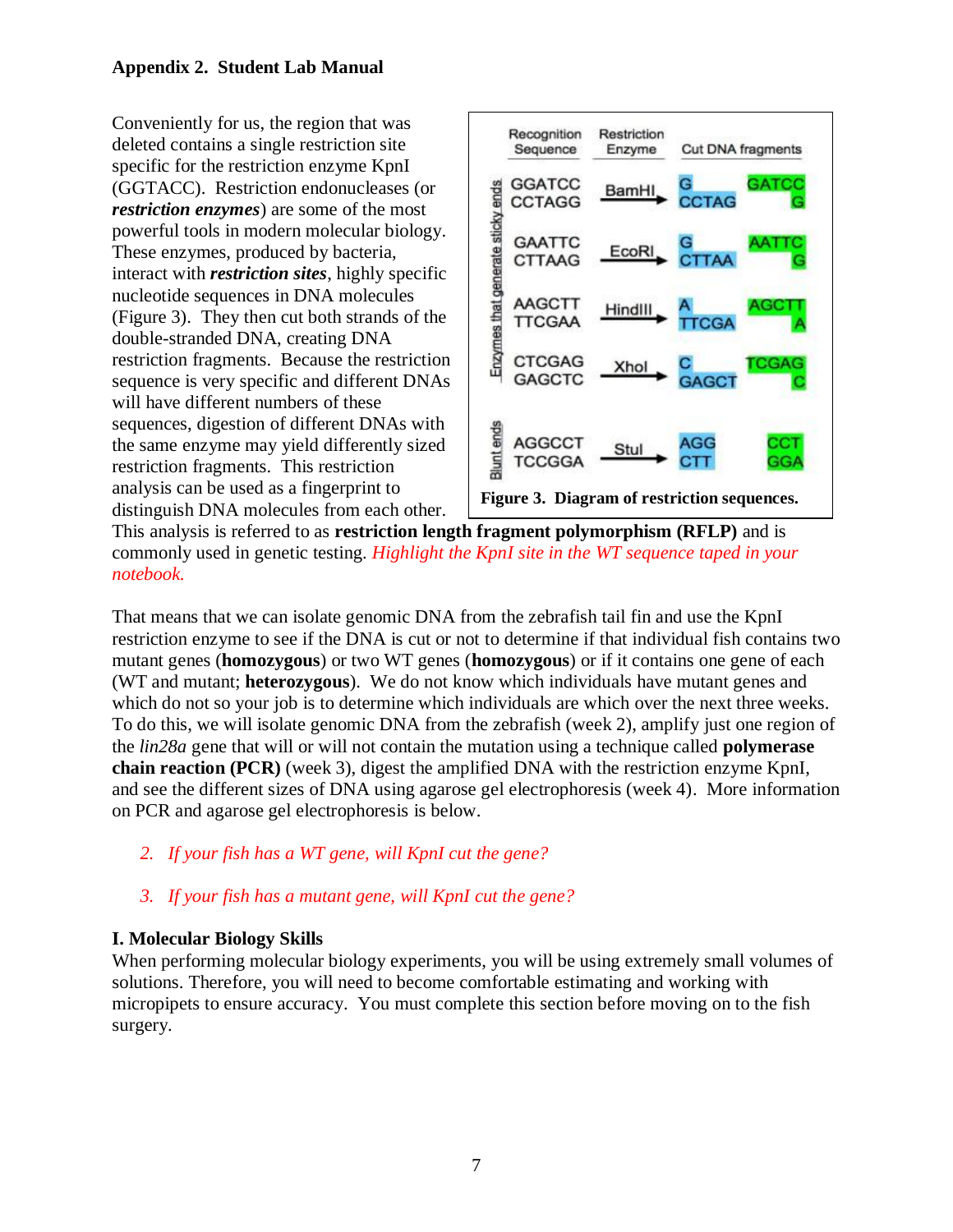Conveniently for us, the region that was deleted contains a single restriction site specific for the restriction enzyme KpnI (GGTACC). Restriction endonucleases (or ***restriction enzymes***) are some of the most powerful tools in modern molecular biology. These enzymes, produced by bacteria, interact with ***restriction sites***, highly specific nucleotide sequences in DNA molecules (Figure 3). They then cut both strands of the double-stranded DNA, creating DNA restriction fragments. Because the restriction sequence is very specific and different DNAs will have different numbers of these sequences, digestion of different DNAs with the same enzyme may yield differently sized restriction fragments. This restriction analysis can be used as a fingerprint to distinguish DNA molecules from each other. This analysis is referred to as **restriction length fragment polymorphism (RFLP)** and is commonly used in genetic testing. *Highlight the KpnI site in the WT sequence taped in your notebook.*

| | Recognition Sequence | Restriction Enzyme | Cut DNA fragments | |
|---|---|---|---|---|
| Enzymes that generate sticky ends | GGATCC<br>CCTAGG | BamHI | G<br>CCTAG | GATCC<br>G |
| | GAATTC<br>CTTAAG | EcoRI | G<br>CTTAA | AATTC<br>G |
| | AAGCTT<br>TTCGAA | HindIII | A<br>TTCGA | AGCTT<br>A |
| | CTCGAG<br>GAGCTC | XhoI | C<br>GAGCT | TCGAG<br>C |
| Blunt ends | AGGCCT<br>TCCGGA | StuI | AGG<br>CTT | CCT<br>GGA |

**Figure 3. Diagram of restriction sequences.**

That means that we can isolate genomic DNA from the zebrafish tail fin and use the KpnI restriction enzyme to see if the DNA is cut or not to determine if that individual fish contains two mutant genes (**homozygous**) or two WT genes (**homozygous**) or if it contains one gene of each (WT and mutant; **heterozygous**). We do not know which individuals have mutant genes and which do not so your job is to determine which individuals are which over the next three weeks. To do this, we will isolate genomic DNA from the zebrafish (week 2), amplify just one region of the *lin28a* gene that will or will not contain the mutation using a technique called **polymerase chain reaction (PCR)** (week 3), digest the amplified DNA with the restriction enzyme KpnI, and see the different sizes of DNA using agarose gel electrophoresis (week 4). More information on PCR and agarose gel electrophoresis is below.

2. *If your fish has a WT gene, will KpnI cut the gene?*

3. *If your fish has a mutant gene, will KpnI cut the gene?*

## I. Molecular Biology Skills

When performing molecular biology experiments, you will be using extremely small volumes of solutions. Therefore, you will need to become comfortable estimating and working with micropipets to ensure accuracy. You must complete this section before moving on to the fish surgery.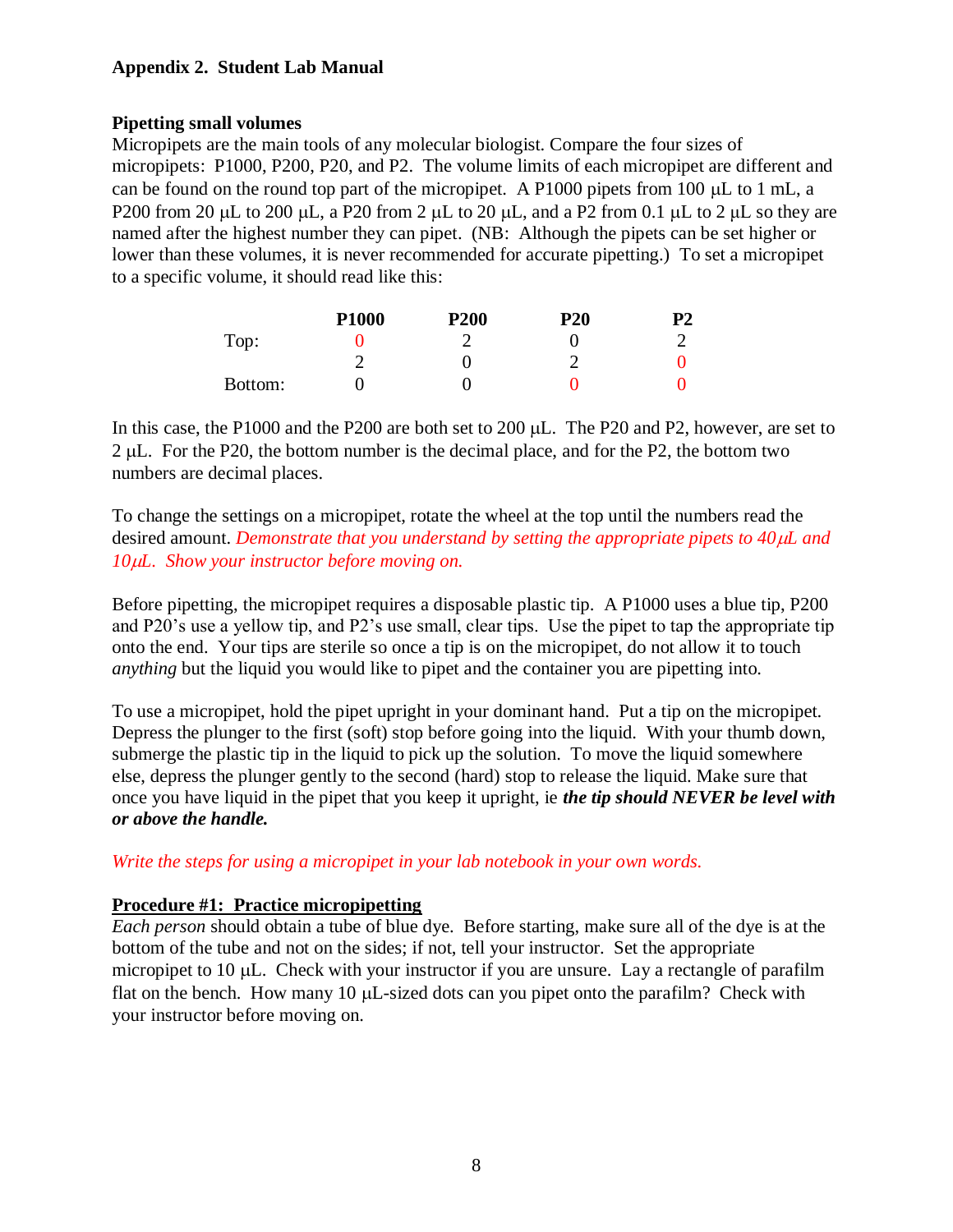**Appendix 2. Student Lab Manual**

**Pipetting small volumes**

Micropipets are the main tools of any molecular biologist. Compare the four sizes of micropipets: P1000, P200, P20, and P2. The volume limits of each micropipet are different and can be found on the round top part of the micropipet. A P1000 pipets from 100 μL to 1 mL, a P200 from 20 μL to 200 μL, a P20 from 2 μL to 20 μL, and a P2 from 0.1 μL to 2 μL so they are named after the highest number they can pipet. (NB: Although the pipets can be set higher or lower than these volumes, it is never recommended for accurate pipetting.) To set a micropipet to a specific volume, it should read like this:

| | P1000 | P200 | P20 | P2 |
|---|---|---|---|---|
| Top: | 0 | 2 | 0 | 2 |
| | 2 | 0 | 2 | 0 |
| Bottom: | 0 | 0 | 0 | 0 |

In this case, the P1000 and the P200 are both set to 200 μL. The P20 and P2, however, are set to 2 μL. For the P20, the bottom number is the decimal place, and for the P2, the bottom two numbers are decimal places.

To change the settings on a micropipet, rotate the wheel at the top until the numbers read the desired amount. *Demonstrate that you understand by setting the appropriate pipets to 40μL and 10μL. Show your instructor before moving on.*

Before pipetting, the micropipet requires a disposable plastic tip. A P1000 uses a blue tip, P200 and P20's use a yellow tip, and P2's use small, clear tips. Use the pipet to tap the appropriate tip onto the end. Your tips are sterile so once a tip is on the micropipet, do not allow it to touch *anything* but the liquid you would like to pipet and the container you are pipetting into.

To use a micropipet, hold the pipet upright in your dominant hand. Put a tip on the micropipet. Depress the plunger to the first (soft) stop before going into the liquid. With your thumb down, submerge the plastic tip in the liquid to pick up the solution. To move the liquid somewhere else, depress the plunger gently to the second (hard) stop to release the liquid. Make sure that once you have liquid in the pipet that you keep it upright, ie ***the tip should NEVER be level with or above the handle.***

*Write the steps for using a micropipet in your lab notebook in your own words.*

**Procedure #1: Practice micropipetting**

*Each person* should obtain a tube of blue dye. Before starting, make sure all of the dye is at the bottom of the tube and not on the sides; if not, tell your instructor. Set the appropriate micropipet to 10 μL. Check with your instructor if you are unsure. Lay a rectangle of parafilm flat on the bench. How many 10 μL-sized dots can you pipet onto the parafilm? Check with your instructor before moving on.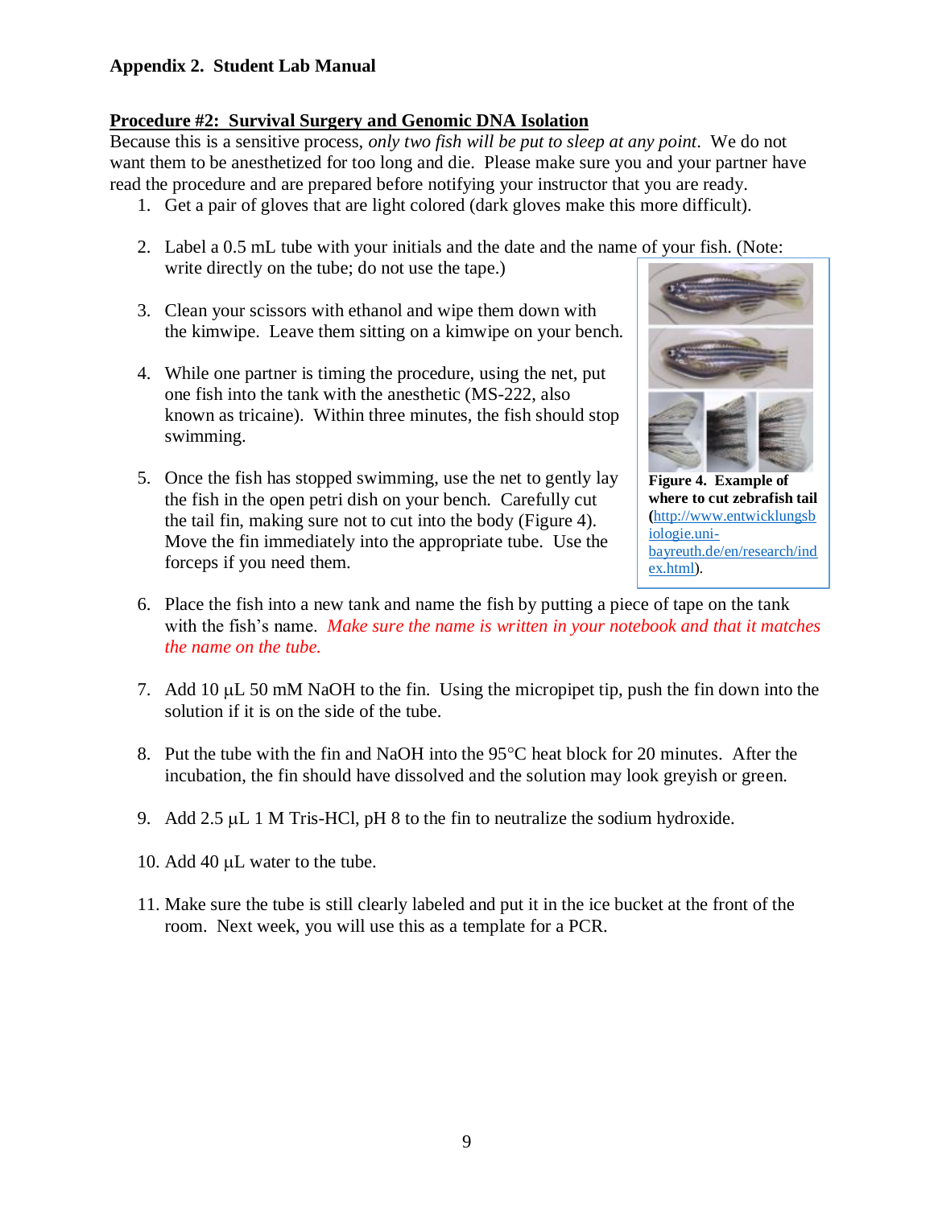**Appendix 2. Student Lab Manual**

## Procedure #2: Survival Surgery and Genomic DNA Isolation

Because this is a sensitive process, *only two fish will be put to sleep at any point*. We do not want them to be anesthetized for too long and die. Please make sure you and your partner have read the procedure and are prepared before notifying your instructor that you are ready.

1. Get a pair of gloves that are light colored (dark gloves make this more difficult).
2. Label a 0.5 mL tube with your initials and the date and the name of your fish. (Note: write directly on the tube; do not use the tape.)
3. Clean your scissors with ethanol and wipe them down with the kimwipe. Leave them sitting on a kimwipe on your bench.
4. While one partner is timing the procedure, using the net, put one fish into the tank with the anesthetic (MS-222, also known as tricaine). Within three minutes, the fish should stop swimming.
5. Once the fish has stopped swimming, use the net to gently lay the fish in the open petri dish on your bench. Carefully cut the tail fin, making sure not to cut into the body (Figure 4). Move the fin immediately into the appropriate tube. Use the forceps if you need them.
6. Place the fish into a new tank and name the fish by putting a piece of tape on the tank with the fish's name. *Make sure the name is written in your notebook and that it matches the name on the tube.*
7. Add 10 μL 50 mM NaOH to the fin. Using the micropipet tip, push the fin down into the solution if it is on the side of the tube.
8. Put the tube with the fin and NaOH into the 95°C heat block for 20 minutes. After the incubation, the fin should have dissolved and the solution may look greyish or green.
9. Add 2.5 μL 1 M Tris-HCl, pH 8 to the fin to neutralize the sodium hydroxide.
10. Add 40 μL water to the tube.
11. Make sure the tube is still clearly labeled and put it in the ice bucket at the front of the room. Next week, you will use this as a template for a PCR.

**Figure 4. Example of where to cut zebrafish tail** (http://www.entwicklungsbiologie.uni-bayreuth.de/en/research/index.html).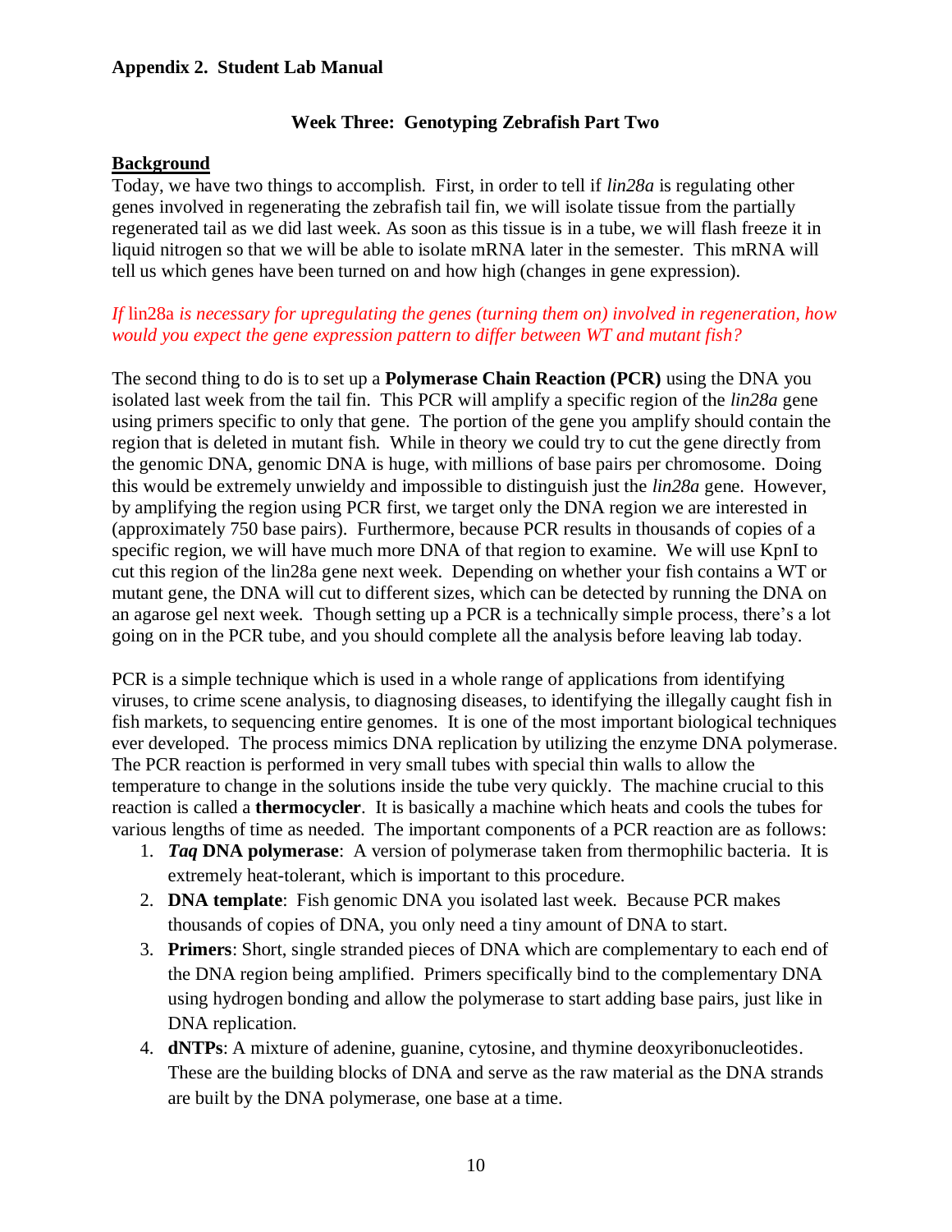**Appendix 2. Student Lab Manual**

## Week Three: Genotyping Zebrafish Part Two

### Background

Today, we have two things to accomplish. First, in order to tell if *lin28a* is regulating other genes involved in regenerating the zebrafish tail fin, we will isolate tissue from the partially regenerated tail as we did last week. As soon as this tissue is in a tube, we will flash freeze it in liquid nitrogen so that we will be able to isolate mRNA later in the semester. This mRNA will tell us which genes have been turned on and how high (changes in gene expression).

*If* lin28a *is necessary for upregulating the genes (turning them on) involved in regeneration, how would you expect the gene expression pattern to differ between WT and mutant fish?*

The second thing to do is to set up a **Polymerase Chain Reaction (PCR)** using the DNA you isolated last week from the tail fin. This PCR will amplify a specific region of the *lin28a* gene using primers specific to only that gene. The portion of the gene you amplify should contain the region that is deleted in mutant fish. While in theory we could try to cut the gene directly from the genomic DNA, genomic DNA is huge, with millions of base pairs per chromosome. Doing this would be extremely unwieldy and impossible to distinguish just the *lin28a* gene. However, by amplifying the region using PCR first, we target only the DNA region we are interested in (approximately 750 base pairs). Furthermore, because PCR results in thousands of copies of a specific region, we will have much more DNA of that region to examine. We will use KpnI to cut this region of the lin28a gene next week. Depending on whether your fish contains a WT or mutant gene, the DNA will cut to different sizes, which can be detected by running the DNA on an agarose gel next week. Though setting up a PCR is a technically simple process, there's a lot going on in the PCR tube, and you should complete all the analysis before leaving lab today.

PCR is a simple technique which is used in a whole range of applications from identifying viruses, to crime scene analysis, to diagnosing diseases, to identifying the illegally caught fish in fish markets, to sequencing entire genomes. It is one of the most important biological techniques ever developed. The process mimics DNA replication by utilizing the enzyme DNA polymerase. The PCR reaction is performed in very small tubes with special thin walls to allow the temperature to change in the solutions inside the tube very quickly. The machine crucial to this reaction is called a **thermocycler**. It is basically a machine which heats and cools the tubes for various lengths of time as needed. The important components of a PCR reaction are as follows:

1. ***Taq* DNA polymerase**: A version of polymerase taken from thermophilic bacteria. It is extremely heat-tolerant, which is important to this procedure.
2. **DNA template**: Fish genomic DNA you isolated last week. Because PCR makes thousands of copies of DNA, you only need a tiny amount of DNA to start.
3. **Primers**: Short, single stranded pieces of DNA which are complementary to each end of the DNA region being amplified. Primers specifically bind to the complementary DNA using hydrogen bonding and allow the polymerase to start adding base pairs, just like in DNA replication.
4. **dNTPs**: A mixture of adenine, guanine, cytosine, and thymine deoxyribonucleotides. These are the building blocks of DNA and serve as the raw material as the DNA strands are built by the DNA polymerase, one base at a time.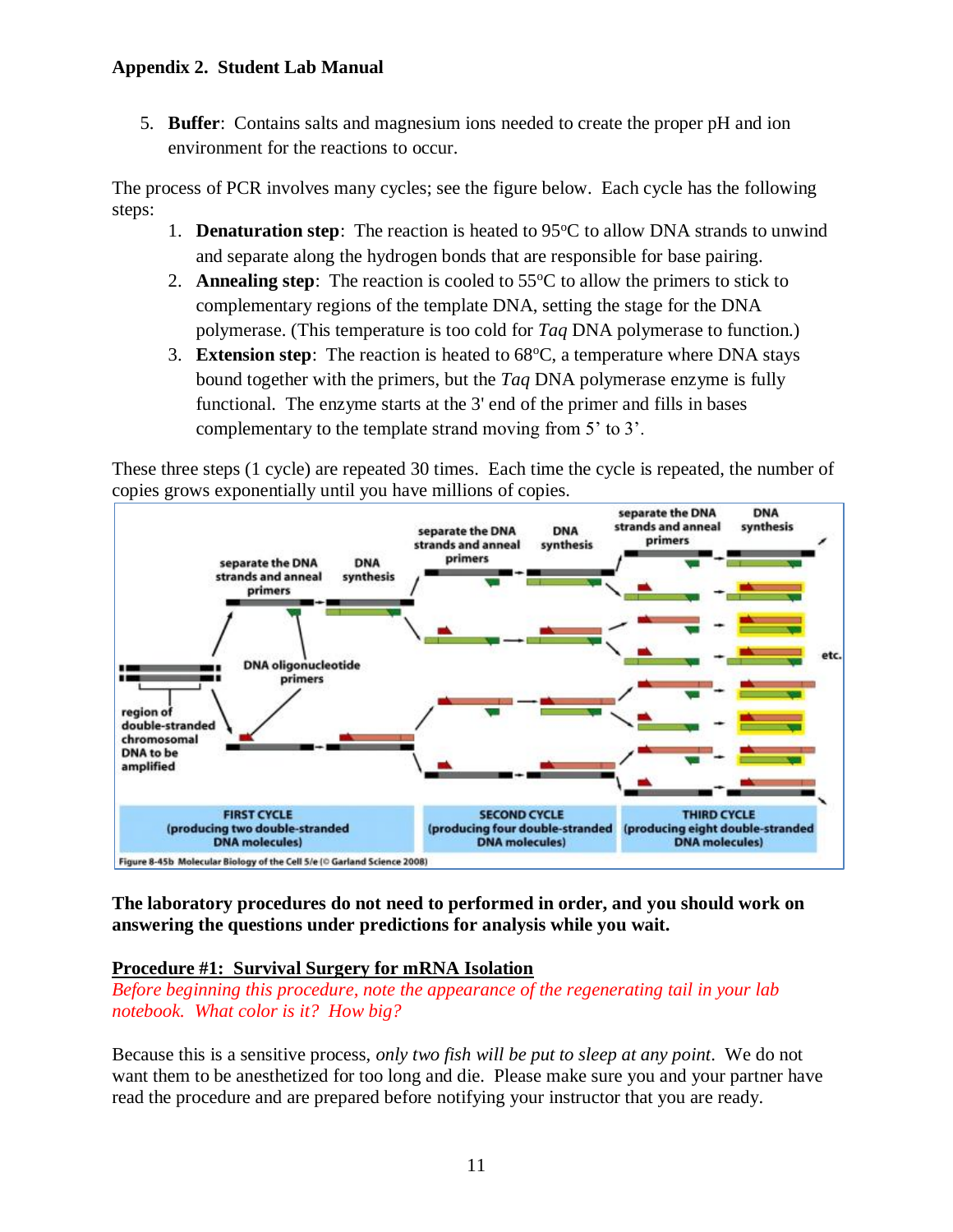5. **Buffer**: Contains salts and magnesium ions needed to create the proper pH and ion environment for the reactions to occur.

The process of PCR involves many cycles; see the figure below. Each cycle has the following steps:

1. **Denaturation step**: The reaction is heated to 95ºC to allow DNA strands to unwind and separate along the hydrogen bonds that are responsible for base pairing.
2. **Annealing step**: The reaction is cooled to 55ºC to allow the primers to stick to complementary regions of the template DNA, setting the stage for the DNA polymerase. (This temperature is too cold for *Taq* DNA polymerase to function.)
3. **Extension step**: The reaction is heated to 68ºC, a temperature where DNA stays bound together with the primers, but the *Taq* DNA polymerase enzyme is fully functional. The enzyme starts at the 3' end of the primer and fills in bases complementary to the template strand moving from 5' to 3'.

These three steps (1 cycle) are repeated 30 times. Each time the cycle is repeated, the number of copies grows exponentially until you have millions of copies.

separate the DNA strands and anneal primers
DNA synthesis
DNA oligonucleotide primers
region of double-stranded chromosomal DNA to be amplified
etc.
FIRST CYCLE (producing two double-stranded DNA molecules)
SECOND CYCLE (producing four double-stranded DNA molecules)
THIRD CYCLE (producing eight double-stranded DNA molecules)

Figure 8-45b Molecular Biology of the Cell 5/e (© Garland Science 2008)

**The laboratory procedures do not need to performed in order, and you should work on answering the questions under predictions for analysis while you wait.**

## Procedure #1: Survival Surgery for mRNA Isolation

*Before beginning this procedure, note the appearance of the regenerating tail in your lab notebook. What color is it? How big?*

Because this is a sensitive process, *only two fish will be put to sleep at any point*. We do not want them to be anesthetized for too long and die. Please make sure you and your partner have read the procedure and are prepared before notifying your instructor that you are ready.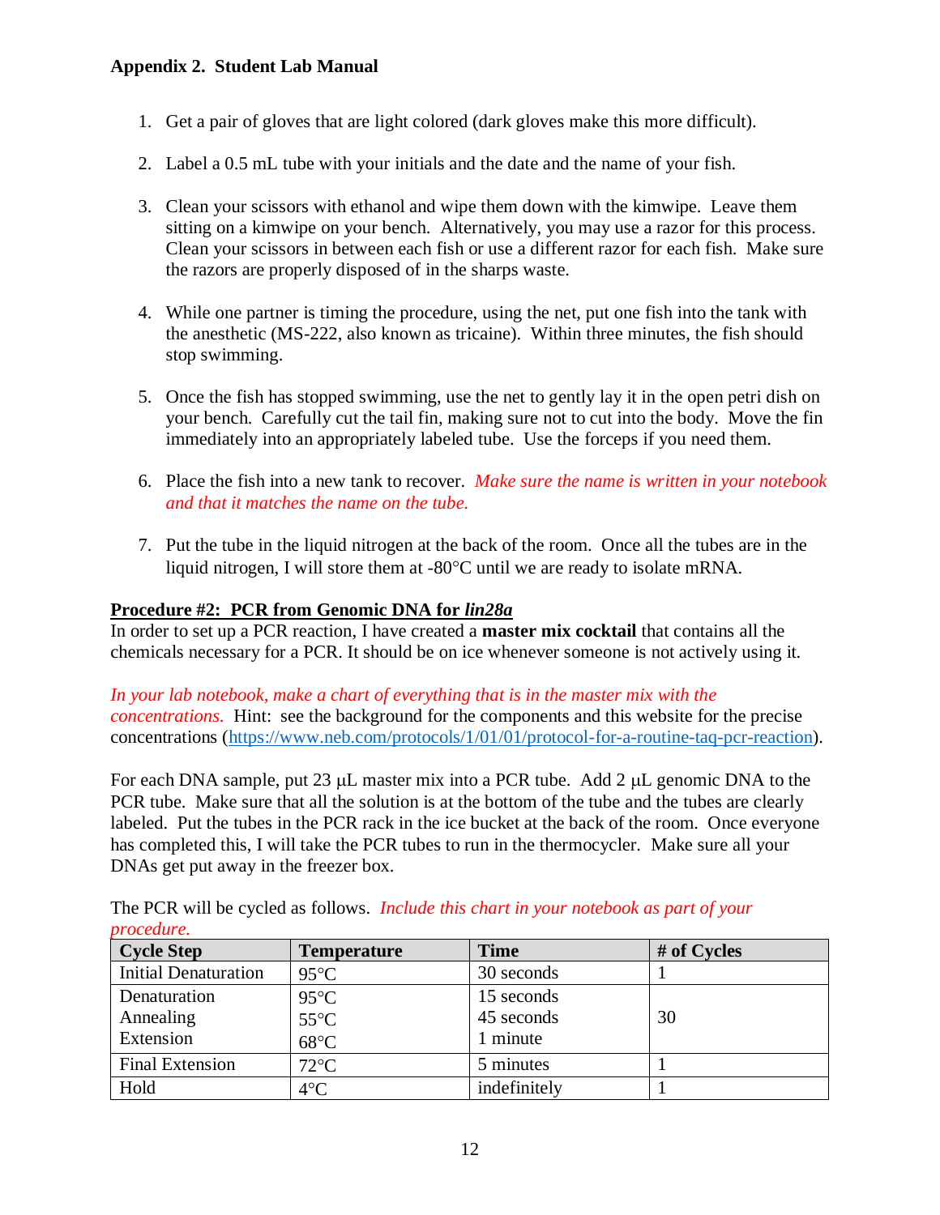**Appendix 2. Student Lab Manual**

1. Get a pair of gloves that are light colored (dark gloves make this more difficult).

2. Label a 0.5 mL tube with your initials and the date and the name of your fish.

3. Clean your scissors with ethanol and wipe them down with the kimwipe. Leave them sitting on a kimwipe on your bench. Alternatively, you may use a razor for this process. Clean your scissors in between each fish or use a different razor for each fish. Make sure the razors are properly disposed of in the sharps waste.

4. While one partner is timing the procedure, using the net, put one fish into the tank with the anesthetic (MS-222, also known as tricaine). Within three minutes, the fish should stop swimming.

5. Once the fish has stopped swimming, use the net to gently lay it in the open petri dish on your bench. Carefully cut the tail fin, making sure not to cut into the body. Move the fin immediately into an appropriately labeled tube. Use the forceps if you need them.

6. Place the fish into a new tank to recover. *Make sure the name is written in your notebook and that it matches the name on the tube.*

7. Put the tube in the liquid nitrogen at the back of the room. Once all the tubes are in the liquid nitrogen, I will store them at -80°C until we are ready to isolate mRNA.

**Procedure #2: PCR from Genomic DNA for *lin28a***

In order to set up a PCR reaction, I have created a **master mix cocktail** that contains all the chemicals necessary for a PCR. It should be on ice whenever someone is not actively using it.

*In your lab notebook, make a chart of everything that is in the master mix with the concentrations.* Hint: see the background for the components and this website for the precise concentrations (https://www.neb.com/protocols/1/01/01/protocol-for-a-routine-taq-pcr-reaction).

For each DNA sample, put 23 μL master mix into a PCR tube. Add 2 μL genomic DNA to the PCR tube. Make sure that all the solution is at the bottom of the tube and the tubes are clearly labeled. Put the tubes in the PCR rack in the ice bucket at the back of the room. Once everyone has completed this, I will take the PCR tubes to run in the thermocycler. Make sure all your DNAs get put away in the freezer box.

The PCR will be cycled as follows. *Include this chart in your notebook as part of your procedure.*

| Cycle Step | Temperature | Time | # of Cycles |
|---|---|---|---|
| Initial Denaturation | 95°C | 30 seconds | 1 |
| Denaturation<br>Annealing<br>Extension | 95°C<br>55°C<br>68°C | 15 seconds<br>45 seconds<br>1 minute | 30 |
| Final Extension | 72°C | 5 minutes | 1 |
| Hold | 4°C | indefinitely | 1 |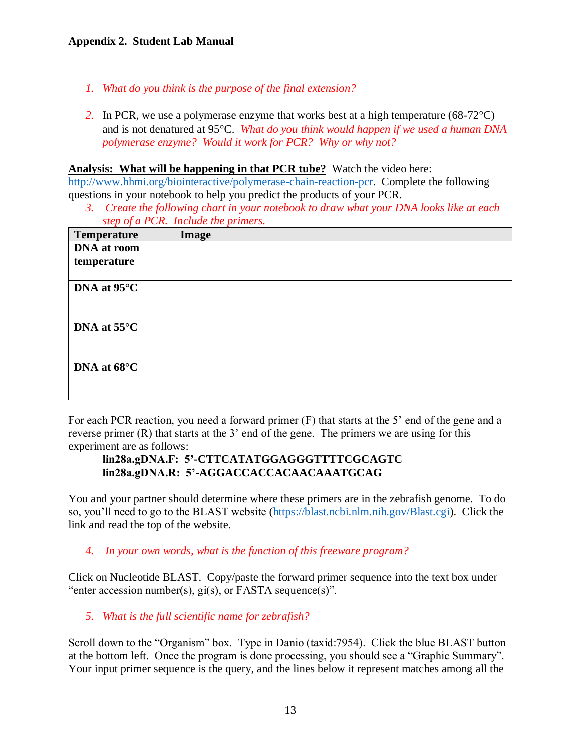**Appendix 2. Student Lab Manual**

1. *What do you think is the purpose of the final extension?*

2. In PCR, we use a polymerase enzyme that works best at a high temperature (68-72°C) and is not denatured at 95°C. *What do you think would happen if we used a human DNA polymerase enzyme? Would it work for PCR? Why or why not?*

**Analysis: What will be happening in that PCR tube?** Watch the video here: http://www.hhmi.org/biointeractive/polymerase-chain-reaction-pcr. Complete the following questions in your notebook to help you predict the products of your PCR.

3. *Create the following chart in your notebook to draw what your DNA looks like at each step of a PCR. Include the primers.*

| Temperature | Image |
|---|---|
| **DNA at room temperature** | |
| **DNA at 95°C** | |
| **DNA at 55°C** | |
| **DNA at 68°C** | |

For each PCR reaction, you need a forward primer (F) that starts at the 5' end of the gene and a reverse primer (R) that starts at the 3' end of the gene. The primers we are using for this experiment are as follows:

**lin28a.gDNA.F: 5'-CTTCATATGGAGGGTTTTCGCAGTC**
**lin28a.gDNA.R: 5'-AGGACCACCACAACAAATGCAG**

You and your partner should determine where these primers are in the zebrafish genome. To do so, you'll need to go to the BLAST website (https://blast.ncbi.nlm.nih.gov/Blast.cgi). Click the link and read the top of the website.

4. *In your own words, what is the function of this freeware program?*

Click on Nucleotide BLAST. Copy/paste the forward primer sequence into the text box under "enter accession number(s), gi(s), or FASTA sequence(s)".

5. *What is the full scientific name for zebrafish?*

Scroll down to the "Organism" box. Type in Danio (taxid:7954). Click the blue BLAST button at the bottom left. Once the program is done processing, you should see a "Graphic Summary". Your input primer sequence is the query, and the lines below it represent matches among all the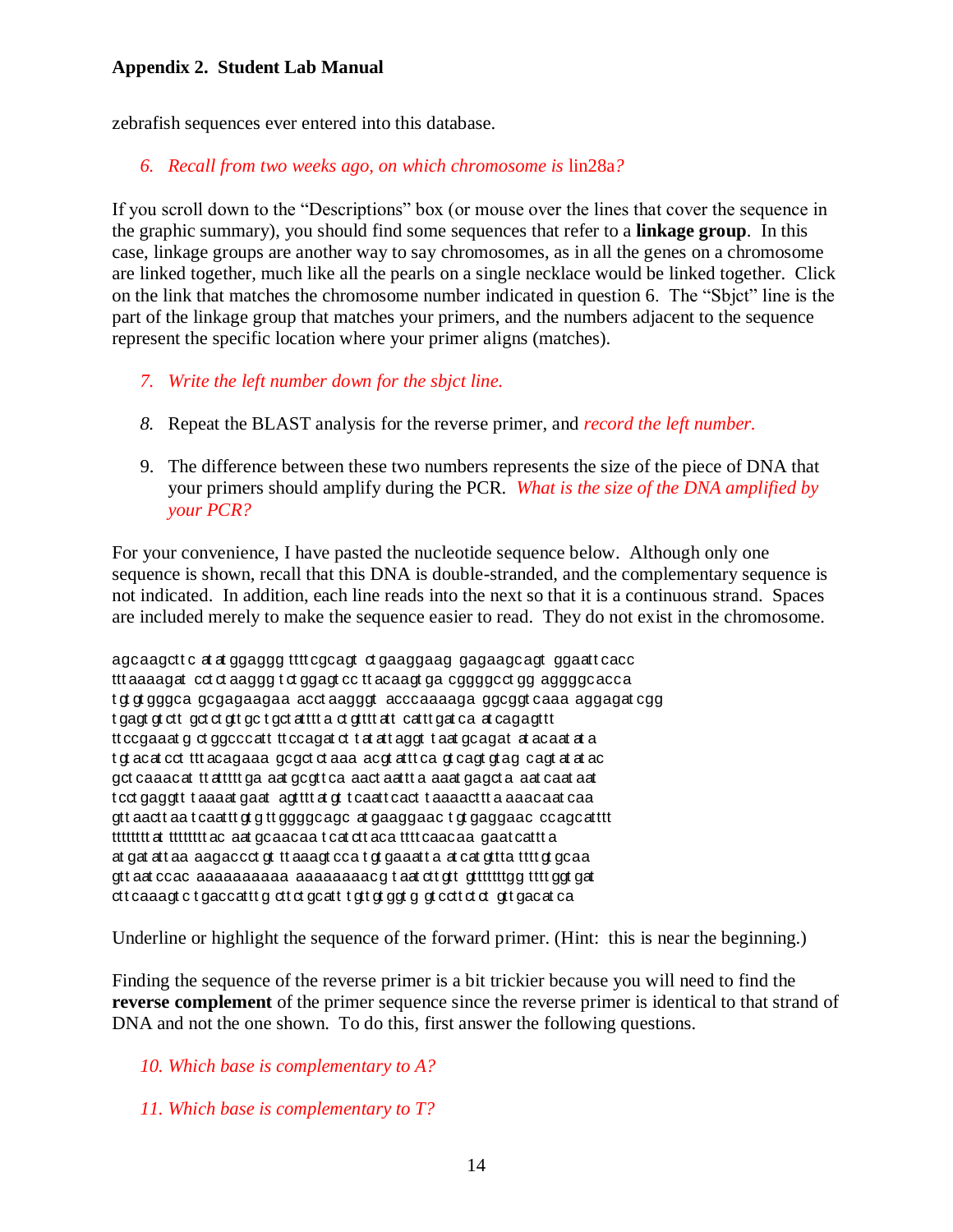zebrafish sequences ever entered into this database.

6. *Recall from two weeks ago, on which chromosome is* lin28a*?*

If you scroll down to the "Descriptions" box (or mouse over the lines that cover the sequence in the graphic summary), you should find some sequences that refer to a **linkage group**. In this case, linkage groups are another way to say chromosomes, as in all the genes on a chromosome are linked together, much like all the pearls on a single necklace would be linked together. Click on the link that matches the chromosome number indicated in question 6. The "Sbjct" line is the part of the linkage group that matches your primers, and the numbers adjacent to the sequence represent the specific location where your primer aligns (matches).

7. *Write the left number down for the sbjct line.*
8. Repeat the BLAST analysis for the reverse primer, and *record the left number.*
9. The difference between these two numbers represents the size of the piece of DNA that your primers should amplify during the PCR. *What is the size of the DNA amplified by your PCR?*

For your convenience, I have pasted the nucleotide sequence below. Although only one sequence is shown, recall that this DNA is double-stranded, and the complementary sequence is not indicated. In addition, each line reads into the next so that it is a continuous strand. Spaces are included merely to make the sequence easier to read. They do not exist in the chromosome.

```
agcaagcttc atatggaggg ttttcgcagt ctgaaggaag gagaagcagt ggaattcacc
tttaaaagat cctctaaggg tctggagtcc ttacaagtga cggggcctgg aggggcacca
tgtgtgggca gcgagaagaa acctaagggt acccaaaaga ggcggtcaaa aggagatcgg
tgagtgtctt gctctgttgc tgctatttta ctgttttatt catttgatca atcagagttt
ttccgaaatg ctggcccatt ttccagatct tatattaggt taatgcagat atacaatata
tgtacatcct tttacagaaa gcgctctaaa acgtatttca gtcagtgtag cagtatatac
gctcaaacat ttatttttga aatgcgttca aactaattta aaatgagcta aatcaataat
tcctgaggtt taaaatgaat agtttatgtt caattcact taaaacttta aaacaatcaa
gttaacttaa tcaatttgtg ttggggcagc atgaaggaac tgtgaggaac ccagcatttt
ttttttttat ttttttttac aatgcaacaa tcatcttaca ttttcaacaa gaatcattta
atgatattaa aagaccctgt ttaaagtcca tgtgaaatta atcatgttta ttttgtgcaa
gttaatccac aaaaaaaaaa aaaaaaaacg taatcttgtt gtttttttgg ttttggtgat
cttcaaagtc tgaccatttg cttctgcatt tgttgtggtg gtccttctct gttgacatca
```

Underline or highlight the sequence of the forward primer. (Hint: this is near the beginning.)

Finding the sequence of the reverse primer is a bit trickier because you will need to find the **reverse complement** of the primer sequence since the reverse primer is identical to that strand of DNA and not the one shown. To do this, first answer the following questions.

10. *Which base is complementary to A?*
11. *Which base is complementary to T?*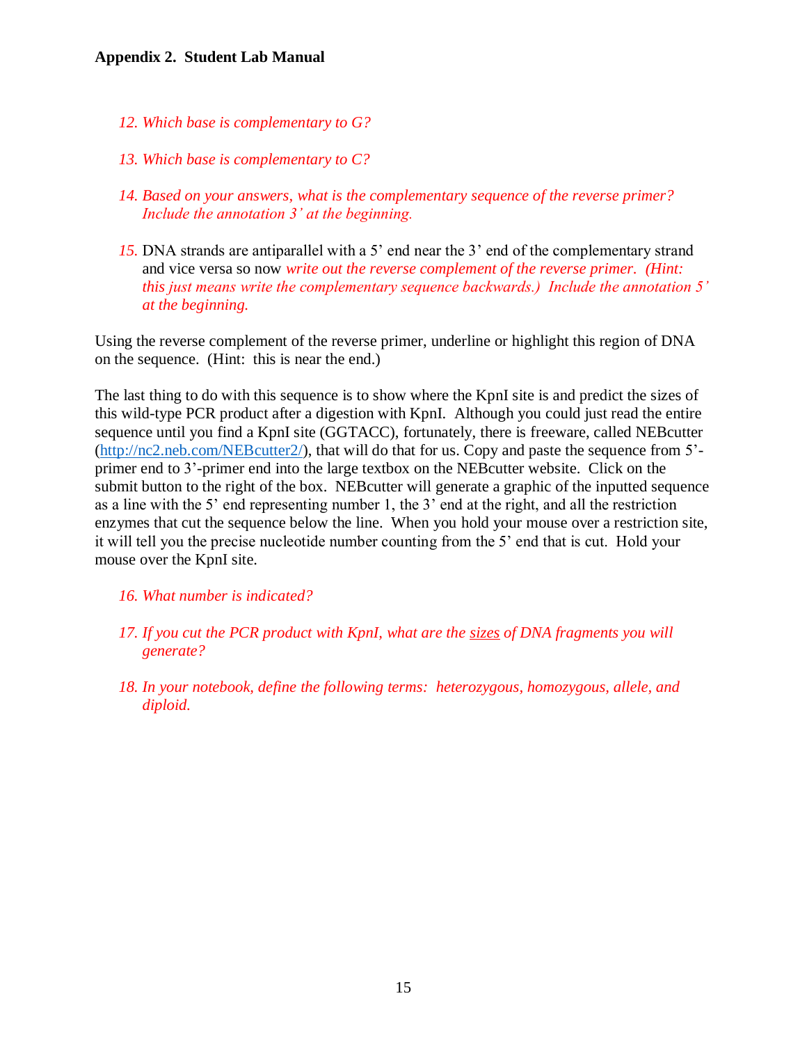**Appendix 2. Student Lab Manual**

12. *Which base is complementary to G?*

13. *Which base is complementary to C?*

14. *Based on your answers, what is the complementary sequence of the reverse primer? Include the annotation 3' at the beginning.*

15. DNA strands are antiparallel with a 5' end near the 3' end of the complementary strand and vice versa so now *write out the reverse complement of the reverse primer. (Hint: this just means write the complementary sequence backwards.) Include the annotation 5' at the beginning.*

Using the reverse complement of the reverse primer, underline or highlight this region of DNA on the sequence. (Hint: this is near the end.)

The last thing to do with this sequence is to show where the KpnI site is and predict the sizes of this wild-type PCR product after a digestion with KpnI. Although you could just read the entire sequence until you find a KpnI site (GGTACC), fortunately, there is freeware, called NEBcutter (http://nc2.neb.com/NEBcutter2/), that will do that for us. Copy and paste the sequence from 5'-primer end to 3'-primer end into the large textbox on the NEBcutter website. Click on the submit button to the right of the box. NEBcutter will generate a graphic of the inputted sequence as a line with the 5' end representing number 1, the 3' end at the right, and all the restriction enzymes that cut the sequence below the line. When you hold your mouse over a restriction site, it will tell you the precise nucleotide number counting from the 5' end that is cut. Hold your mouse over the KpnI site.

16. *What number is indicated?*

17. *If you cut the PCR product with KpnI, what are the sizes of DNA fragments you will generate?*

18. *In your notebook, define the following terms: heterozygous, homozygous, allele, and diploid.*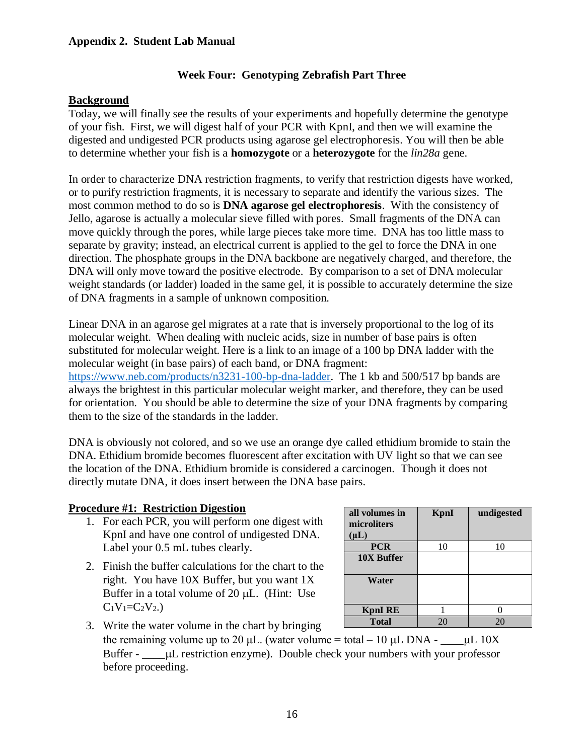**Appendix 2. Student Lab Manual**

## Week Four: Genotyping Zebrafish Part Three

### Background

Today, we will finally see the results of your experiments and hopefully determine the genotype of your fish. First, we will digest half of your PCR with KpnI, and then we will examine the digested and undigested PCR products using agarose gel electrophoresis. You will then be able to determine whether your fish is a **homozygote** or a **heterozygote** for the *lin28a* gene.

In order to characterize DNA restriction fragments, to verify that restriction digests have worked, or to purify restriction fragments, it is necessary to separate and identify the various sizes. The most common method to do so is **DNA agarose gel electrophoresis**. With the consistency of Jello, agarose is actually a molecular sieve filled with pores. Small fragments of the DNA can move quickly through the pores, while large pieces take more time. DNA has too little mass to separate by gravity; instead, an electrical current is applied to the gel to force the DNA in one direction. The phosphate groups in the DNA backbone are negatively charged, and therefore, the DNA will only move toward the positive electrode. By comparison to a set of DNA molecular weight standards (or ladder) loaded in the same gel, it is possible to accurately determine the size of DNA fragments in a sample of unknown composition.

Linear DNA in an agarose gel migrates at a rate that is inversely proportional to the log of its molecular weight. When dealing with nucleic acids, size in number of base pairs is often substituted for molecular weight. Here is a link to an image of a 100 bp DNA ladder with the molecular weight (in base pairs) of each band, or DNA fragment: https://www.neb.com/products/n3231-100-bp-dna-ladder. The 1 kb and 500/517 bp bands are always the brightest in this particular molecular weight marker, and therefore, they can be used for orientation. You should be able to determine the size of your DNA fragments by comparing them to the size of the standards in the ladder.

DNA is obviously not colored, and so we use an orange dye called ethidium bromide to stain the DNA. Ethidium bromide becomes fluorescent after excitation with UV light so that we can see the location of the DNA. Ethidium bromide is considered a carcinogen. Though it does not directly mutate DNA, it does insert between the DNA base pairs.

### Procedure #1: Restriction Digestion

1. For each PCR, you will perform one digest with KpnI and have one control of undigested DNA. Label your 0.5 mL tubes clearly.
2. Finish the buffer calculations for the chart to the right. You have 10X Buffer, but you want 1X Buffer in a total volume of 20 μL. (Hint: Use $C_1V_1=C_2V_2$.)
3. Write the water volume in the chart by bringing the remaining volume up to 20 μL. (water volume = total – 10 μL DNA - ____μL 10X Buffer - ____μL restriction enzyme). Double check your numbers with your professor before proceeding.

| all volumes in microliters (μL) | KpnI | undigested |
|---|---|---|
| PCR | 10 | 10 |
| 10X Buffer | | |
| Water | | |
| KpnI RE | 1 | 0 |
| Total | 20 | 20 |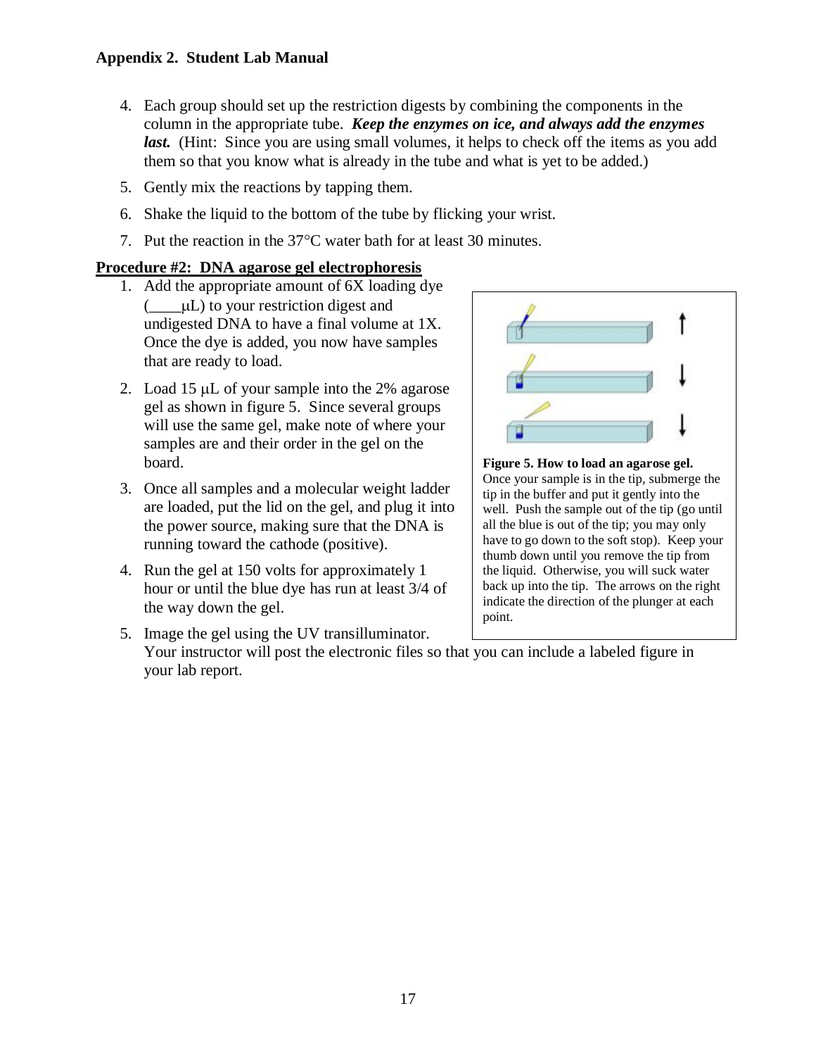**Appendix 2. Student Lab Manual**

4. Each group should set up the restriction digests by combining the components in the column in the appropriate tube. ***Keep the enzymes on ice, and always add the enzymes last.*** (Hint: Since you are using small volumes, it helps to check off the items as you add them so that you know what is already in the tube and what is yet to be added.)
5. Gently mix the reactions by tapping them.
6. Shake the liquid to the bottom of the tube by flicking your wrist.
7. Put the reaction in the 37°C water bath for at least 30 minutes.

**Procedure #2: DNA agarose gel electrophoresis**

1. Add the appropriate amount of 6X loading dye (____μL) to your restriction digest and undigested DNA to have a final volume at 1X. Once the dye is added, you now have samples that are ready to load.
2. Load 15 μL of your sample into the 2% agarose gel as shown in figure 5. Since several groups will use the same gel, make note of where your samples are and their order in the gel on the board.
3. Once all samples and a molecular weight ladder are loaded, put the lid on the gel, and plug it into the power source, making sure that the DNA is running toward the cathode (positive).
4. Run the gel at 150 volts for approximately 1 hour or until the blue dye has run at least 3/4 of the way down the gel.
5. Image the gel using the UV transilluminator. Your instructor will post the electronic files so that you can include a labeled figure in your lab report.

**Figure 5. How to load an agarose gel.** Once your sample is in the tip, submerge the tip in the buffer and put it gently into the well. Push the sample out of the tip (go until all the blue is out of the tip; you may only have to go down to the soft stop). Keep your thumb down until you remove the tip from the liquid. Otherwise, you will suck water back up into the tip. The arrows on the right indicate the direction of the plunger at each point.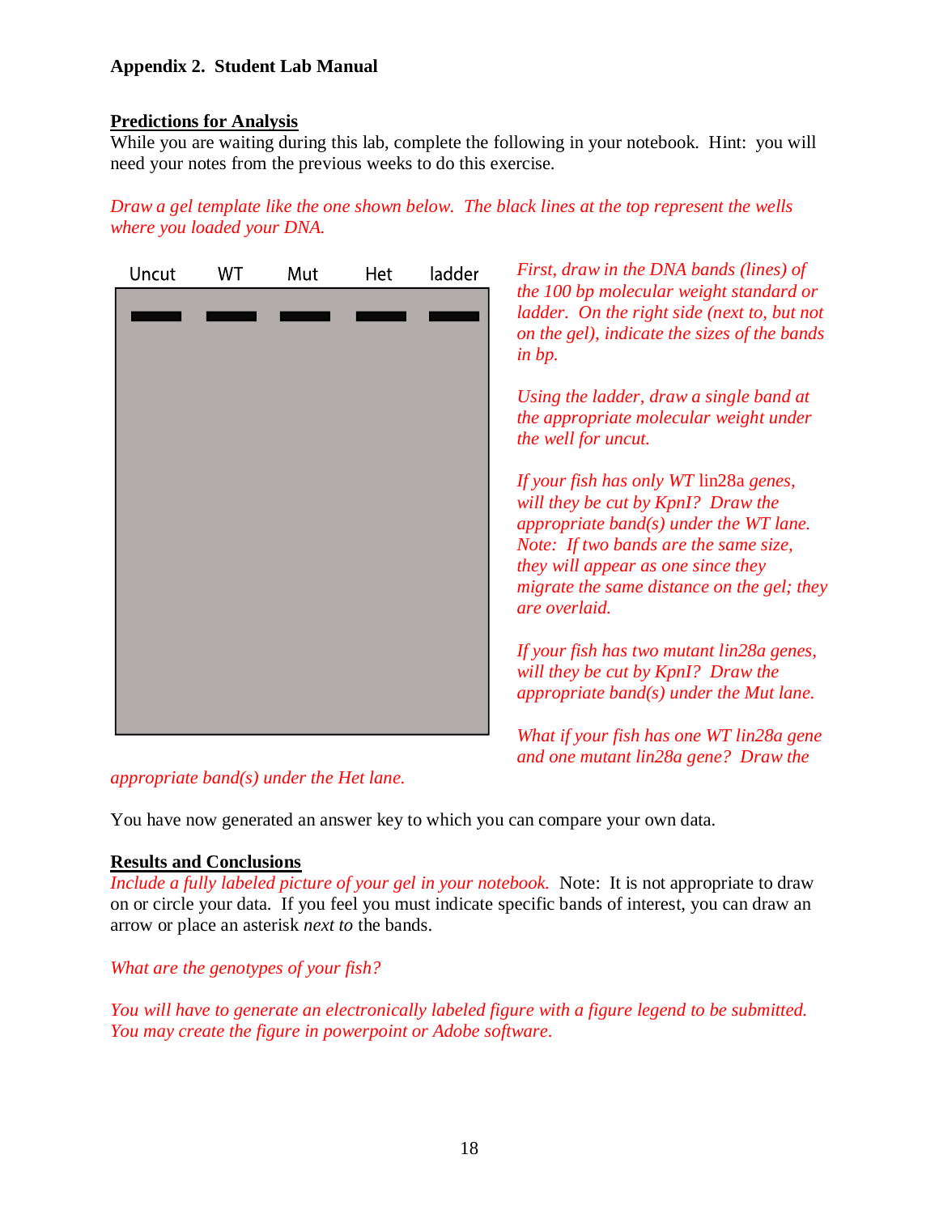**Appendix 2. Student Lab Manual**

**Predictions for Analysis**

While you are waiting during this lab, complete the following in your notebook. Hint: you will need your notes from the previous weeks to do this exercise.

*Draw a gel template like the one shown below. The black lines at the top represent the wells where you loaded your DNA.*

Uncut | WT | Mut | Het | ladder

*First, draw in the DNA bands (lines) of the 100 bp molecular weight standard or ladder. On the right side (next to, but not on the gel), indicate the sizes of the bands in bp.*

*Using the ladder, draw a single band at the appropriate molecular weight under the well for uncut.*

*If your fish has only WT* lin28a *genes, will they be cut by KpnI? Draw the appropriate band(s) under the WT lane. Note: If two bands are the same size, they will appear as one since they migrate the same distance on the gel; they are overlaid.*

*If your fish has two mutant lin28a genes, will they be cut by KpnI? Draw the appropriate band(s) under the Mut lane.*

*What if your fish has one WT lin28a gene and one mutant lin28a gene? Draw the appropriate band(s) under the Het lane.*

You have now generated an answer key to which you can compare your own data.

**Results and Conclusions**

*Include a fully labeled picture of your gel in your notebook.* Note: It is not appropriate to draw on or circle your data. If you feel you must indicate specific bands of interest, you can draw an arrow or place an asterisk *next to* the bands.

*What are the genotypes of your fish?*

*You will have to generate an electronically labeled figure with a figure legend to be submitted. You may create the figure in powerpoint or Adobe software.*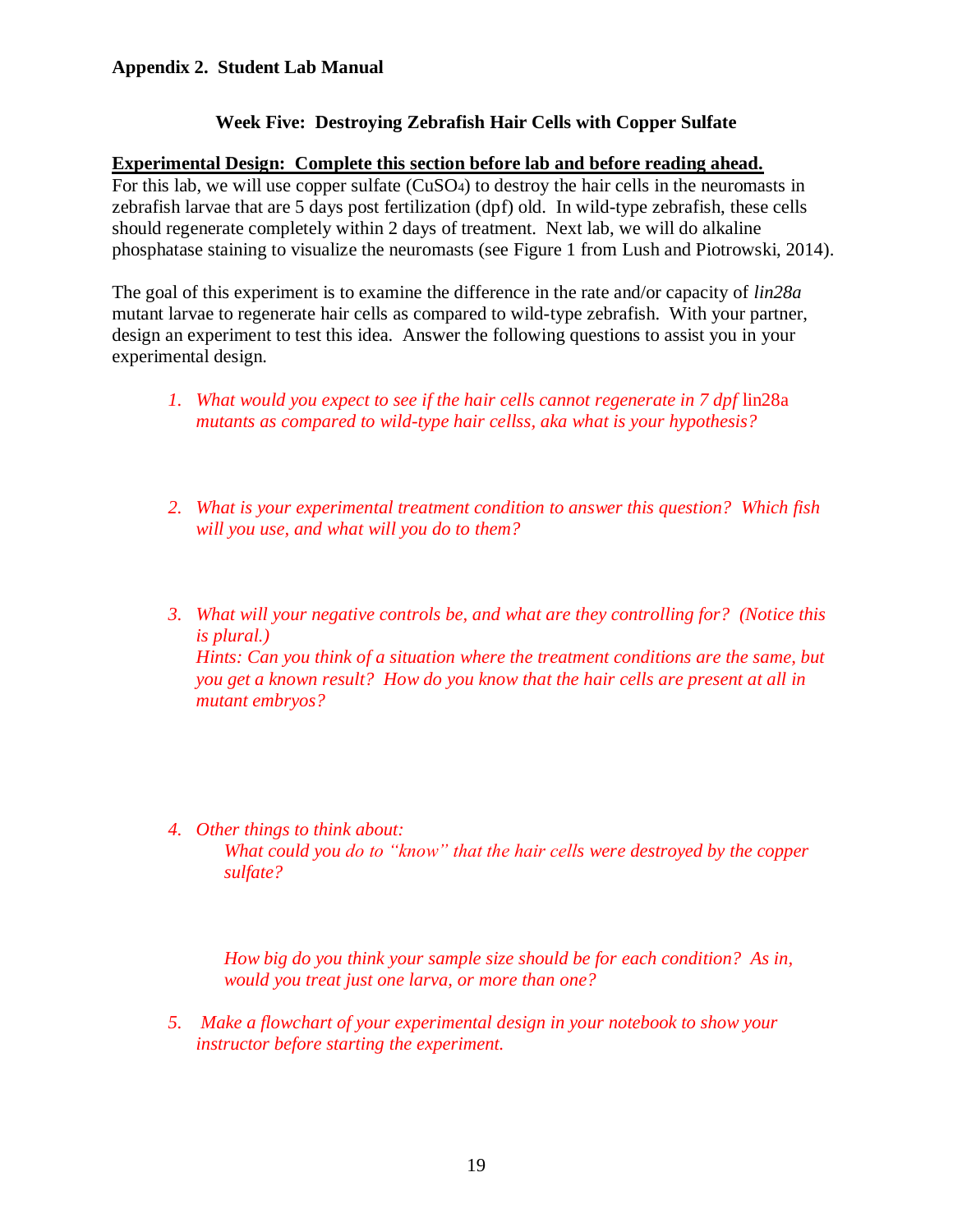**Appendix 2. Student Lab Manual**

## Week Five: Destroying Zebrafish Hair Cells with Copper Sulfate

**Experimental Design: Complete this section before lab and before reading ahead.**

For this lab, we will use copper sulfate ($CuSO_4$) to destroy the hair cells in the neuromasts in zebrafish larvae that are 5 days post fertilization (dpf) old. In wild-type zebrafish, these cells should regenerate completely within 2 days of treatment. Next lab, we will do alkaline phosphatase staining to visualize the neuromasts (see Figure 1 from Lush and Piotrowski, 2014).

The goal of this experiment is to examine the difference in the rate and/or capacity of *lin28a* mutant larvae to regenerate hair cells as compared to wild-type zebrafish. With your partner, design an experiment to test this idea. Answer the following questions to assist you in your experimental design.

1. *What would you expect to see if the hair cells cannot regenerate in 7 dpf* lin28a *mutants as compared to wild-type hair cellss, aka what is your hypothesis?*

2. *What is your experimental treatment condition to answer this question? Which fish will you use, and what will you do to them?*

3. *What will your negative controls be, and what are they controlling for? (Notice this is plural.)*
   *Hints: Can you think of a situation where the treatment conditions are the same, but you get a known result? How do you know that the hair cells are present at all in mutant embryos?*

4. *Other things to think about:*
   *What could you do to "know" that the hair cells were destroyed by the copper sulfate?*

   *How big do you think your sample size should be for each condition? As in, would you treat just one larva, or more than one?*

5. *Make a flowchart of your experimental design in your notebook to show your instructor before starting the experiment.*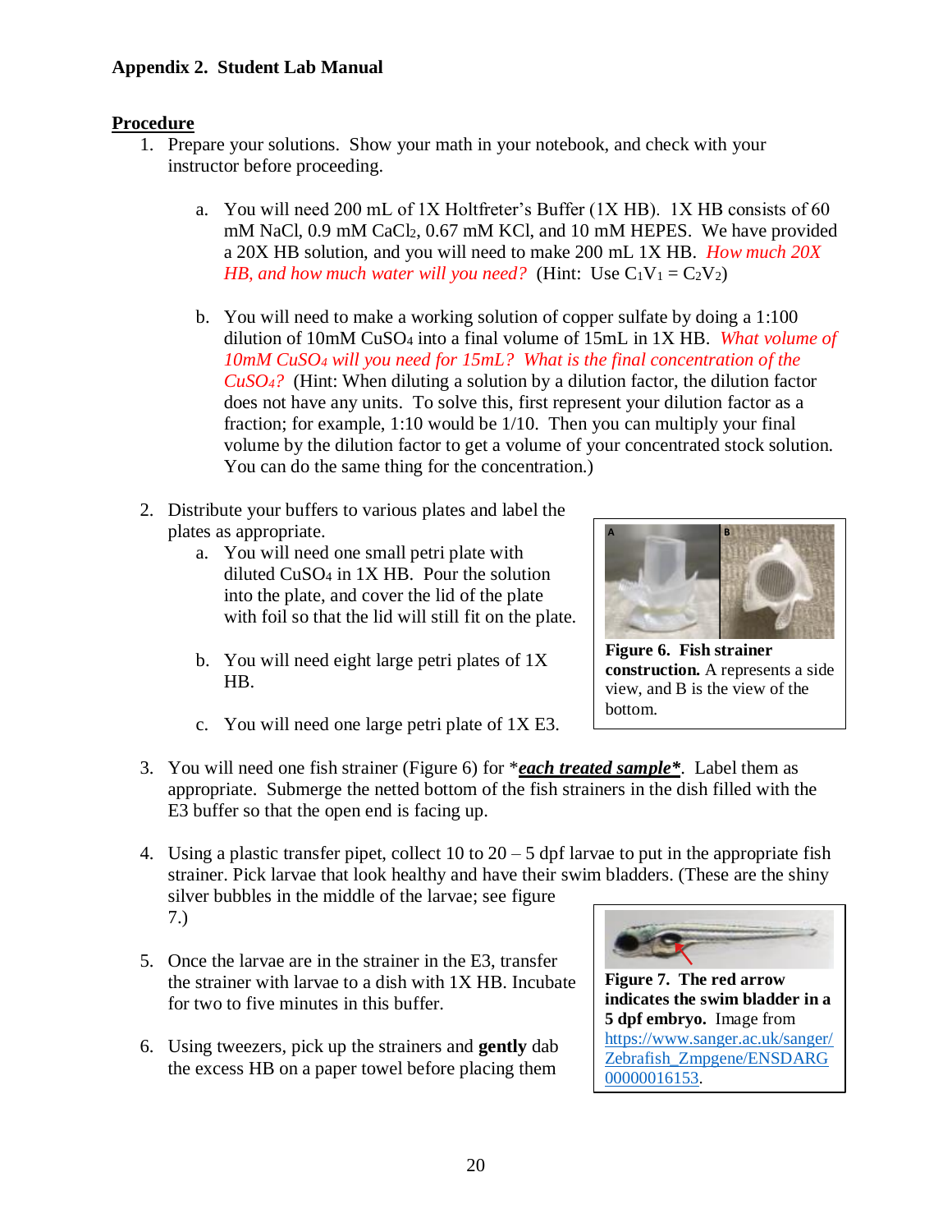**Appendix 2. Student Lab Manual**

**Procedure**

1. Prepare your solutions. Show your math in your notebook, and check with your instructor before proceeding.

   a. You will need 200 mL of 1X Holtfreter's Buffer (1X HB). 1X HB consists of 60 mM NaCl, 0.9 mM $CaCl_2$, 0.67 mM KCl, and 10 mM HEPES. We have provided a 20X HB solution, and you will need to make 200 mL 1X HB. *How much 20X HB, and how much water will you need?* (Hint: Use $C_1V_1 = C_2V_2$)

   b. You will need to make a working solution of copper sulfate by doing a 1:100 dilution of 10mM $CuSO_4$ into a final volume of 15mL in 1X HB. *What volume of 10mM $CuSO_4$ will you need for 15mL? What is the final concentration of the $CuSO_4$?* (Hint: When diluting a solution by a dilution factor, the dilution factor does not have any units. To solve this, first represent your dilution factor as a fraction; for example, 1:10 would be 1/10. Then you can multiply your final volume by the dilution factor to get a volume of your concentrated stock solution. You can do the same thing for the concentration.)

2. Distribute your buffers to various plates and label the plates as appropriate.

   a. You will need one small petri plate with diluted $CuSO_4$ in 1X HB. Pour the solution into the plate, and cover the lid of the plate with foil so that the lid will still fit on the plate.

   b. You will need eight large petri plates of 1X HB.

   c. You will need one large petri plate of 1X E3.

A B

**Figure 6. Fish strainer construction.** A represents a side view, and B is the view of the bottom.

3. You will need one fish strainer (Figure 6) for ****each treated sample****. Label them as appropriate. Submerge the netted bottom of the fish strainers in the dish filled with the E3 buffer so that the open end is facing up.

4. Using a plastic transfer pipet, collect 10 to 20 – 5 dpf larvae to put in the appropriate fish strainer. Pick larvae that look healthy and have their swim bladders. (These are the shiny silver bubbles in the middle of the larvae; see figure 7.)

5. Once the larvae are in the strainer in the E3, transfer the strainer with larvae to a dish with 1X HB. Incubate for two to five minutes in this buffer.

6. Using tweezers, pick up the strainers and **gently** dab the excess HB on a paper towel before placing them

**Figure 7. The red arrow indicates the swim bladder in a 5 dpf embryo.** Image from [https://www.sanger.ac.uk/sanger/Zebrafish_Zmpgene/ENSDARG00000016153](https://www.sanger.ac.uk/sanger/Zebrafish_Zmpgene/ENSDARG00000016153).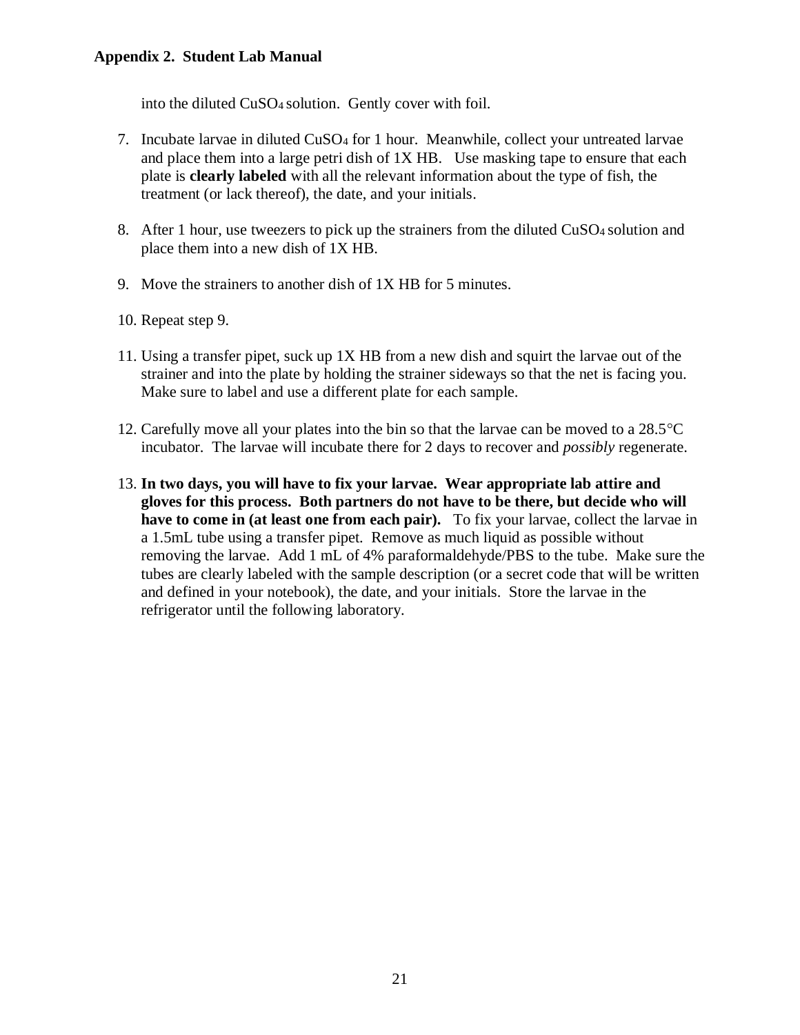into the diluted $CuSO_4$ solution. Gently cover with foil.

7. Incubate larvae in diluted $CuSO_4$ for 1 hour. Meanwhile, collect your untreated larvae and place them into a large petri dish of 1X HB. Use masking tape to ensure that each plate is **clearly labeled** with all the relevant information about the type of fish, the treatment (or lack thereof), the date, and your initials.

8. After 1 hour, use tweezers to pick up the strainers from the diluted $CuSO_4$ solution and place them into a new dish of 1X HB.

9. Move the strainers to another dish of 1X HB for 5 minutes.

10. Repeat step 9.

11. Using a transfer pipet, suck up 1X HB from a new dish and squirt the larvae out of the strainer and into the plate by holding the strainer sideways so that the net is facing you. Make sure to label and use a different plate for each sample.

12. Carefully move all your plates into the bin so that the larvae can be moved to a 28.5°C incubator. The larvae will incubate there for 2 days to recover and *possibly* regenerate.

13. **In two days, you will have to fix your larvae. Wear appropriate lab attire and gloves for this process. Both partners do not have to be there, but decide who will have to come in (at least one from each pair).** To fix your larvae, collect the larvae in a 1.5mL tube using a transfer pipet. Remove as much liquid as possible without removing the larvae. Add 1 mL of 4% paraformaldehyde/PBS to the tube. Make sure the tubes are clearly labeled with the sample description (or a secret code that will be written and defined in your notebook), the date, and your initials. Store the larvae in the refrigerator until the following laboratory.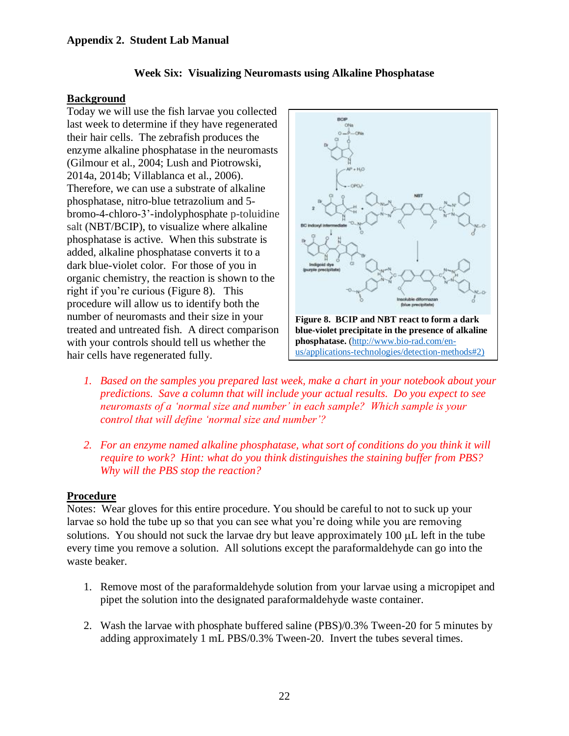**Appendix 2. Student Lab Manual**

## Week Six: Visualizing Neuromasts using Alkaline Phosphatase

### Background

Today we will use the fish larvae you collected last week to determine if they have regenerated their hair cells. The zebrafish produces the enzyme alkaline phosphatase in the neuromasts (Gilmour et al., 2004; Lush and Piotrowski, 2014a, 2014b; Villablanca et al., 2006). Therefore, we can use a substrate of alkaline phosphatase, nitro-blue tetrazolium and 5-bromo-4-chloro-3'-indolyphosphate p-toluidine salt (NBT/BCIP), to visualize where alkaline phosphatase is active. When this substrate is added, alkaline phosphatase converts it to a dark blue-violet color. For those of you in organic chemistry, the reaction is shown to the right if you're curious (Figure 8). This procedure will allow us to identify both the number of neuromasts and their size in your treated and untreated fish. A direct comparison with your controls should tell us whether the hair cells have regenerated fully.

BCIP
AP + H2O
−OPO3
NBT
BC indoxyl intermediate
Indigoid dye (purple precipitate)
Insoluble diformazan (blue precipitate)

**Figure 8. BCIP and NBT react to form a dark blue-violet precipitate in the presence of alkaline phosphatase.** (http://www.bio-rad.com/en-us/applications-technologies/detection-methods#2)

1. *Based on the samples you prepared last week, make a chart in your notebook about your predictions. Save a column that will include your actual results. Do you expect to see neuromasts of a 'normal size and number' in each sample? Which sample is your control that will define 'normal size and number'?*

2. *For an enzyme named alkaline phosphatase, what sort of conditions do you think it will require to work? Hint: what do you think distinguishes the staining buffer from PBS? Why will the PBS stop the reaction?*

### Procedure

Notes: Wear gloves for this entire procedure. You should be careful to not to suck up your larvae so hold the tube up so that you can see what you're doing while you are removing solutions. You should not suck the larvae dry but leave approximately 100 μL left in the tube every time you remove a solution. All solutions except the paraformaldehyde can go into the waste beaker.

1. Remove most of the paraformaldehyde solution from your larvae using a micropipet and pipet the solution into the designated paraformaldehyde waste container.

2. Wash the larvae with phosphate buffered saline (PBS)/0.3% Tween-20 for 5 minutes by adding approximately 1 mL PBS/0.3% Tween-20. Invert the tubes several times.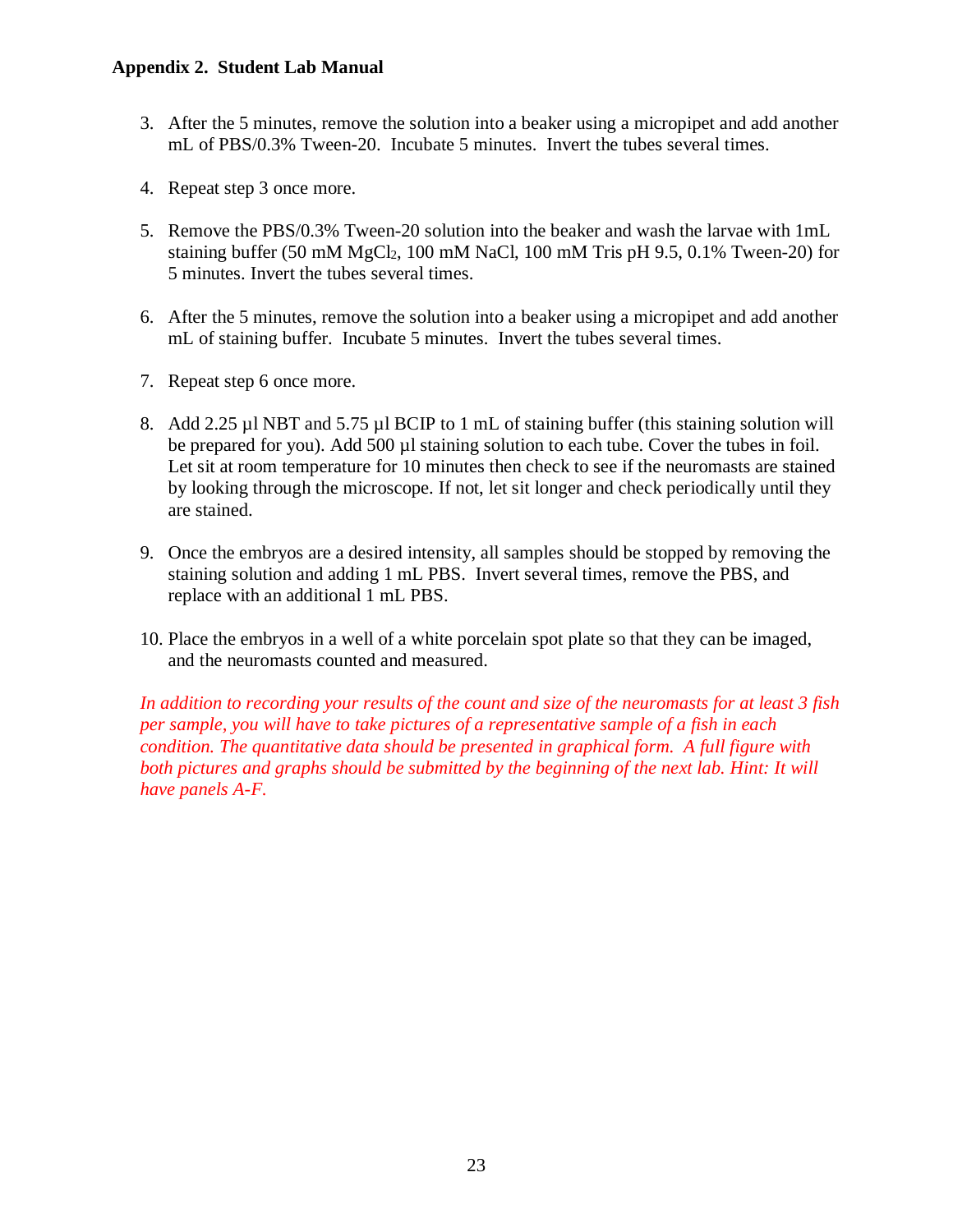**Appendix 2. Student Lab Manual**

3. After the 5 minutes, remove the solution into a beaker using a micropipet and add another mL of PBS/0.3% Tween-20. Incubate 5 minutes. Invert the tubes several times.

4. Repeat step 3 once more.

5. Remove the PBS/0.3% Tween-20 solution into the beaker and wash the larvae with 1mL staining buffer (50 mM $MgCl_2$, 100 mM NaCl, 100 mM Tris pH 9.5, 0.1% Tween-20) for 5 minutes. Invert the tubes several times.

6. After the 5 minutes, remove the solution into a beaker using a micropipet and add another mL of staining buffer. Incubate 5 minutes. Invert the tubes several times.

7. Repeat step 6 once more.

8. Add 2.25 µl NBT and 5.75 µl BCIP to 1 mL of staining buffer (this staining solution will be prepared for you). Add 500 µl staining solution to each tube. Cover the tubes in foil. Let sit at room temperature for 10 minutes then check to see if the neuromasts are stained by looking through the microscope. If not, let sit longer and check periodically until they are stained.

9. Once the embryos are a desired intensity, all samples should be stopped by removing the staining solution and adding 1 mL PBS. Invert several times, remove the PBS, and replace with an additional 1 mL PBS.

10. Place the embryos in a well of a white porcelain spot plate so that they can be imaged, and the neuromasts counted and measured.

*In addition to recording your results of the count and size of the neuromasts for at least 3 fish per sample, you will have to take pictures of a representative sample of a fish in each condition. The quantitative data should be presented in graphical form. A full figure with both pictures and graphs should be submitted by the beginning of the next lab. Hint: It will have panels A-F.*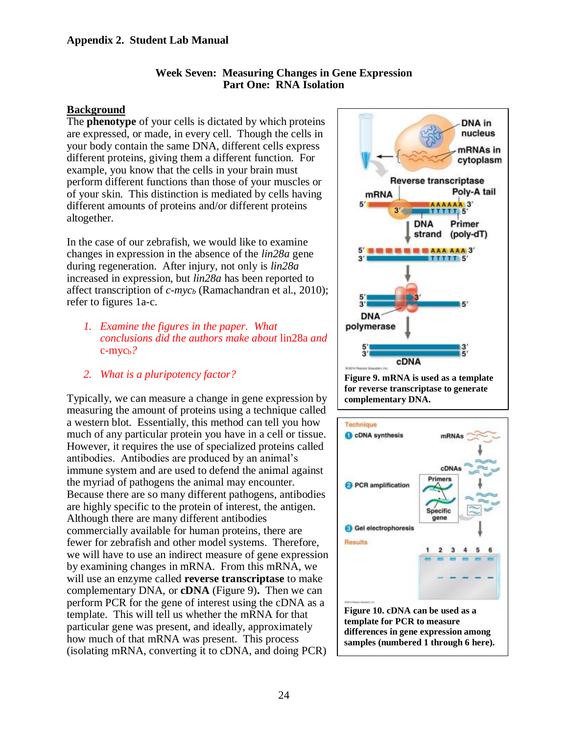**Appendix 2. Student Lab Manual**

## Week Seven: Measuring Changes in Gene Expression
## Part One: RNA Isolation

### Background

The **phenotype** of your cells is dictated by which proteins are expressed, or made, in every cell. Though the cells in your body contain the same DNA, different cells express different proteins, giving them a different function. For example, you know that the cells in your brain must perform different functions than those of your muscles or of your skin. This distinction is mediated by cells having different amounts of proteins and/or different proteins altogether.

In the case of our zebrafish, we would like to examine changes in expression in the absence of the *lin28a* gene during regeneration. After injury, not only is *lin28a* increased in expression, but *lin28a* has been reported to affect transcription of *c-myc*$_b$ (Ramachandran et al., 2010); refer to figures 1a-c.

1. *Examine the figures in the paper. What conclusions did the authors make about* lin28a *and* c-myc$_b$*?*

2. *What is a pluripotency factor?*

Typically, we can measure a change in gene expression by measuring the amount of proteins using a technique called a western blot. Essentially, this method can tell you how much of any particular protein you have in a cell or tissue. However, it requires the use of specialized proteins called antibodies. Antibodies are produced by an animal's immune system and are used to defend the animal against the myriad of pathogens the animal may encounter. Because there are so many different pathogens, antibodies are highly specific to the protein of interest, the antigen. Although there are many different antibodies commercially available for human proteins, there are fewer for zebrafish and other model systems. Therefore, we will have to use an indirect measure of gene expression by examining changes in mRNA. From this mRNA, we will use an enzyme called **reverse transcriptase** to make complementary DNA, or **cDNA** (Figure 9). Then we can perform PCR for the gene of interest using the cDNA as a template. This will tell us whether the mRNA for that particular gene was present, and ideally, approximately how much of that mRNA was present. This process (isolating mRNA, converting it to cDNA, and doing PCR)

DNA in nucleus
mRNAs in cytoplasm
Reverse transcriptase
mRNA
Poly-A tail
5′ AAAAAA 3′
3′ TTTTT 5′
DNA strand
Primer (poly-dT)
5′ AAA AAA 3′
3′ TTTTT 5′
5′
3′
3′
5′
DNA polymerase
5′ 3′
3′ 5′
cDNA

**Figure 9. mRNA is used as a template for reverse transcriptase to generate complementary DNA.**

Technique
1 cDNA synthesis
mRNAs
cDNAs
2 PCR amplification
Primers
Specific gene
3 Gel electrophoresis
Results
1 2 3 4 5 6

**Figure 10. cDNA can be used as a template for PCR to measure differences in gene expression among samples (numbered 1 through 6 here).**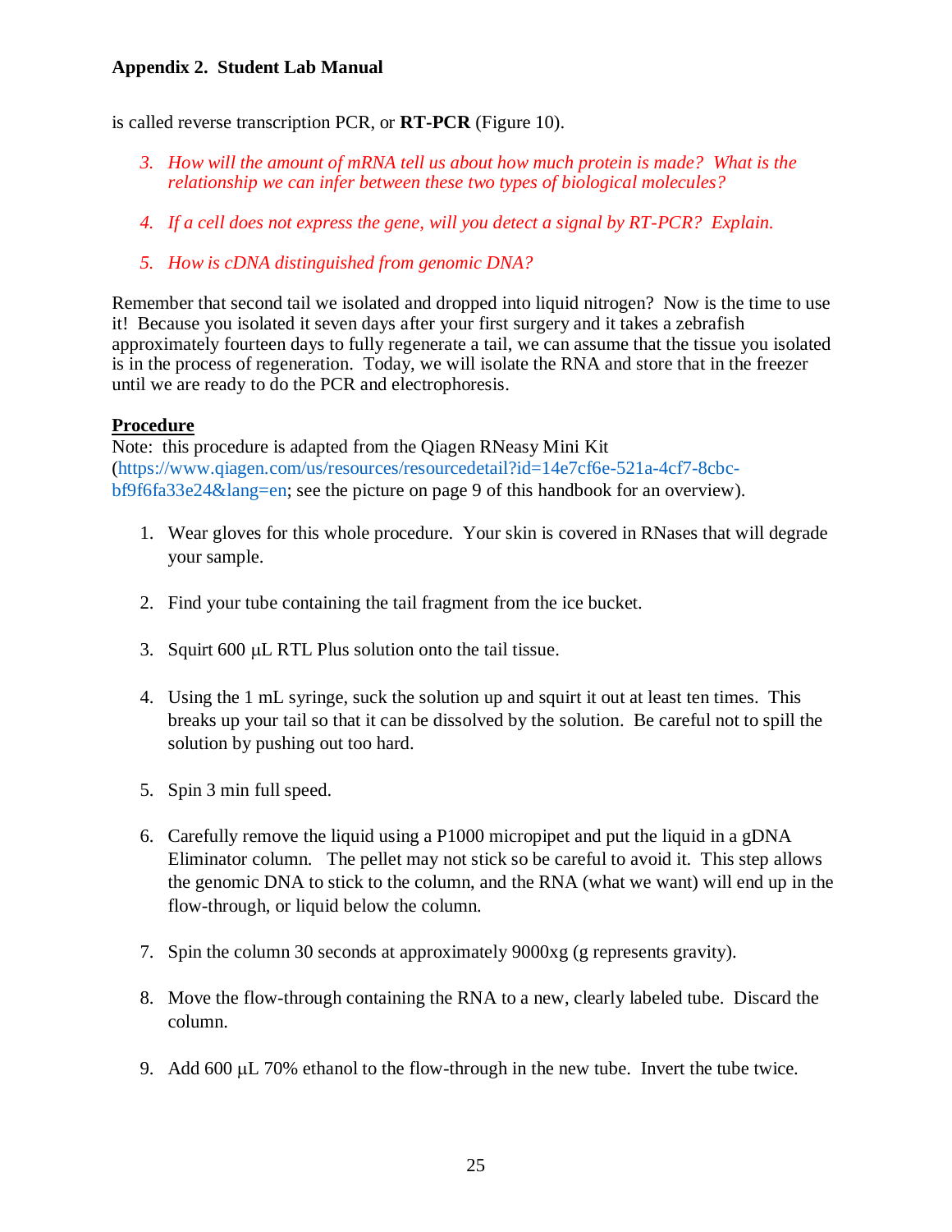is called reverse transcription PCR, or **RT-PCR** (Figure 10).

3. *How will the amount of mRNA tell us about how much protein is made? What is the relationship we can infer between these two types of biological molecules?*

4. *If a cell does not express the gene, will you detect a signal by RT-PCR? Explain.*

5. *How is cDNA distinguished from genomic DNA?*

Remember that second tail we isolated and dropped into liquid nitrogen? Now is the time to use it! Because you isolated it seven days after your first surgery and it takes a zebrafish approximately fourteen days to fully regenerate a tail, we can assume that the tissue you isolated is in the process of regeneration. Today, we will isolate the RNA and store that in the freezer until we are ready to do the PCR and electrophoresis.

**Procedure**

Note: this procedure is adapted from the Qiagen RNeasy Mini Kit (https://www.qiagen.com/us/resources/resourcedetail?id=14e7cf6e-521a-4cf7-8cbc-bf9f6fa33e24&lang=en; see the picture on page 9 of this handbook for an overview).

1. Wear gloves for this whole procedure. Your skin is covered in RNases that will degrade your sample.

2. Find your tube containing the tail fragment from the ice bucket.

3. Squirt 600 μL RTL Plus solution onto the tail tissue.

4. Using the 1 mL syringe, suck the solution up and squirt it out at least ten times. This breaks up your tail so that it can be dissolved by the solution. Be careful not to spill the solution by pushing out too hard.

5. Spin 3 min full speed.

6. Carefully remove the liquid using a P1000 micropipet and put the liquid in a gDNA Eliminator column. The pellet may not stick so be careful to avoid it. This step allows the genomic DNA to stick to the column, and the RNA (what we want) will end up in the flow-through, or liquid below the column.

7. Spin the column 30 seconds at approximately 9000xg (g represents gravity).

8. Move the flow-through containing the RNA to a new, clearly labeled tube. Discard the column.

9. Add 600 μL 70% ethanol to the flow-through in the new tube. Invert the tube twice.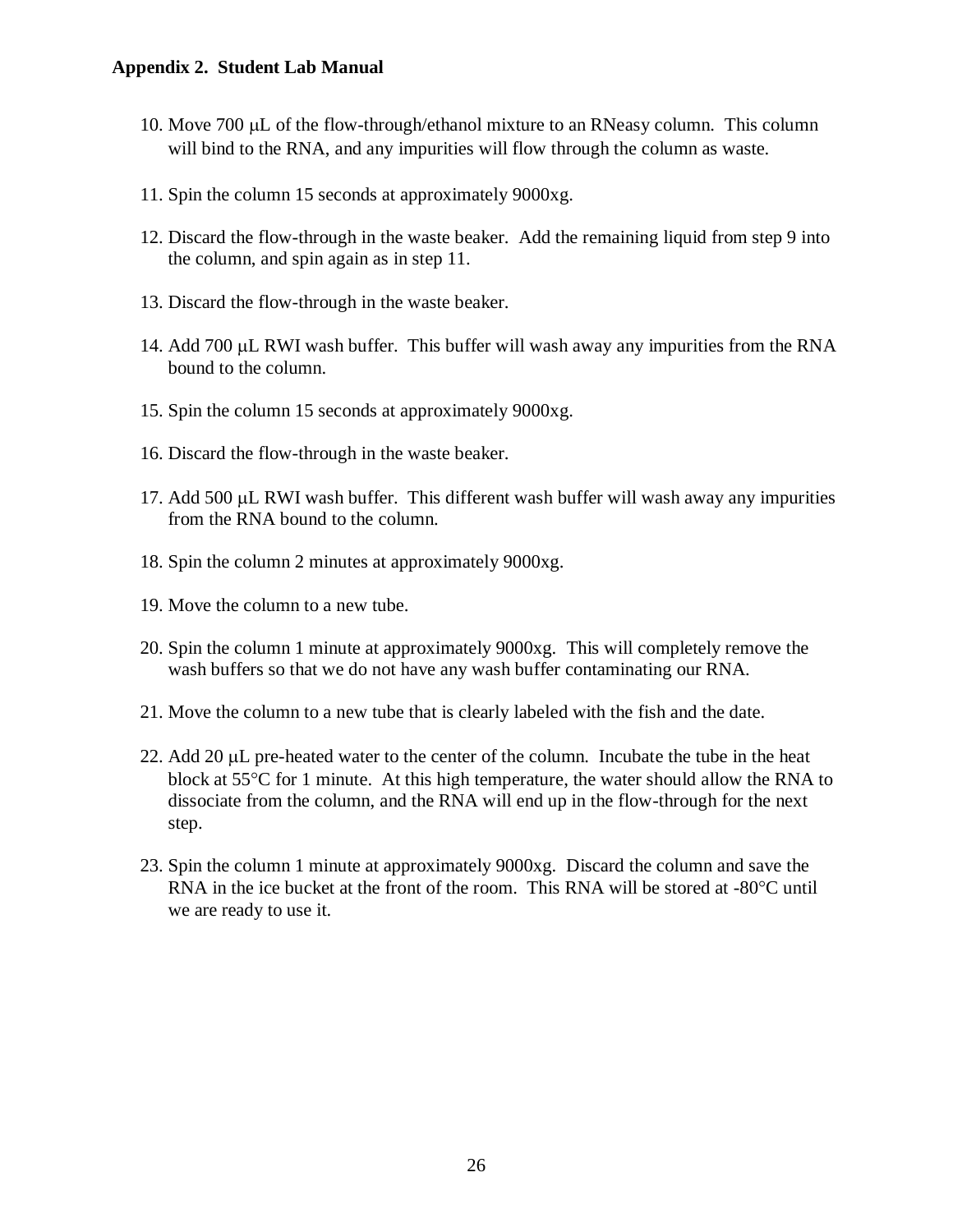**Appendix 2. Student Lab Manual**

10. Move 700 μL of the flow-through/ethanol mixture to an RNeasy column. This column will bind to the RNA, and any impurities will flow through the column as waste.

11. Spin the column 15 seconds at approximately 9000xg.

12. Discard the flow-through in the waste beaker. Add the remaining liquid from step 9 into the column, and spin again as in step 11.

13. Discard the flow-through in the waste beaker.

14. Add 700 μL RWI wash buffer. This buffer will wash away any impurities from the RNA bound to the column.

15. Spin the column 15 seconds at approximately 9000xg.

16. Discard the flow-through in the waste beaker.

17. Add 500 μL RWI wash buffer. This different wash buffer will wash away any impurities from the RNA bound to the column.

18. Spin the column 2 minutes at approximately 9000xg.

19. Move the column to a new tube.

20. Spin the column 1 minute at approximately 9000xg. This will completely remove the wash buffers so that we do not have any wash buffer contaminating our RNA.

21. Move the column to a new tube that is clearly labeled with the fish and the date.

22. Add 20 μL pre-heated water to the center of the column. Incubate the tube in the heat block at 55°C for 1 minute. At this high temperature, the water should allow the RNA to dissociate from the column, and the RNA will end up in the flow-through for the next step.

23. Spin the column 1 minute at approximately 9000xg. Discard the column and save the RNA in the ice bucket at the front of the room. This RNA will be stored at -80°C until we are ready to use it.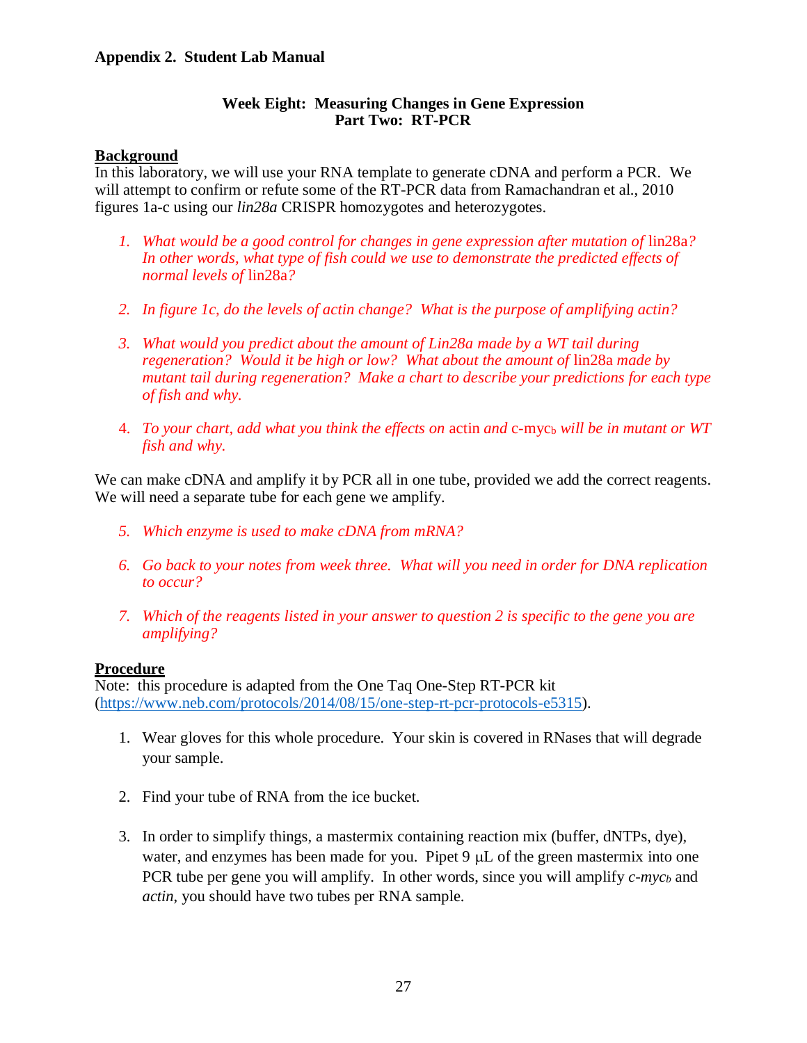**Appendix 2. Student Lab Manual**

## Week Eight: Measuring Changes in Gene Expression
## Part Two: RT-PCR

### Background

In this laboratory, we will use your RNA template to generate cDNA and perform a PCR. We will attempt to confirm or refute some of the RT-PCR data from Ramachandran et al., 2010 figures 1a-c using our *lin28a* CRISPR homozygotes and heterozygotes.

1. *What would be a good control for changes in gene expression after mutation of* lin28a*? In other words, what type of fish could we use to demonstrate the predicted effects of normal levels of* lin28a*?*

2. *In figure 1c, do the levels of actin change? What is the purpose of amplifying actin?*

3. *What would you predict about the amount of Lin28a made by a WT tail during regeneration? Would it be high or low? What about the amount of* lin28a *made by mutant tail during regeneration? Make a chart to describe your predictions for each type of fish and why.*

4. *To your chart, add what you think the effects on* actin *and* c-$myc_b$ *will be in mutant or WT fish and why.*

We can make cDNA and amplify it by PCR all in one tube, provided we add the correct reagents. We will need a separate tube for each gene we amplify.

5. *Which enzyme is used to make cDNA from mRNA?*

6. *Go back to your notes from week three. What will you need in order for DNA replication to occur?*

7. *Which of the reagents listed in your answer to question 2 is specific to the gene you are amplifying?*

### Procedure

Note: this procedure is adapted from the One Taq One-Step RT-PCR kit (https://www.neb.com/protocols/2014/08/15/one-step-rt-pcr-protocols-e5315).

1. Wear gloves for this whole procedure. Your skin is covered in RNases that will degrade your sample.

2. Find your tube of RNA from the ice bucket.

3. In order to simplify things, a mastermix containing reaction mix (buffer, dNTPs, dye), water, and enzymes has been made for you. Pipet 9 μL of the green mastermix into one PCR tube per gene you will amplify. In other words, since you will amplify *c-$myc_b$* and *actin*, you should have two tubes per RNA sample.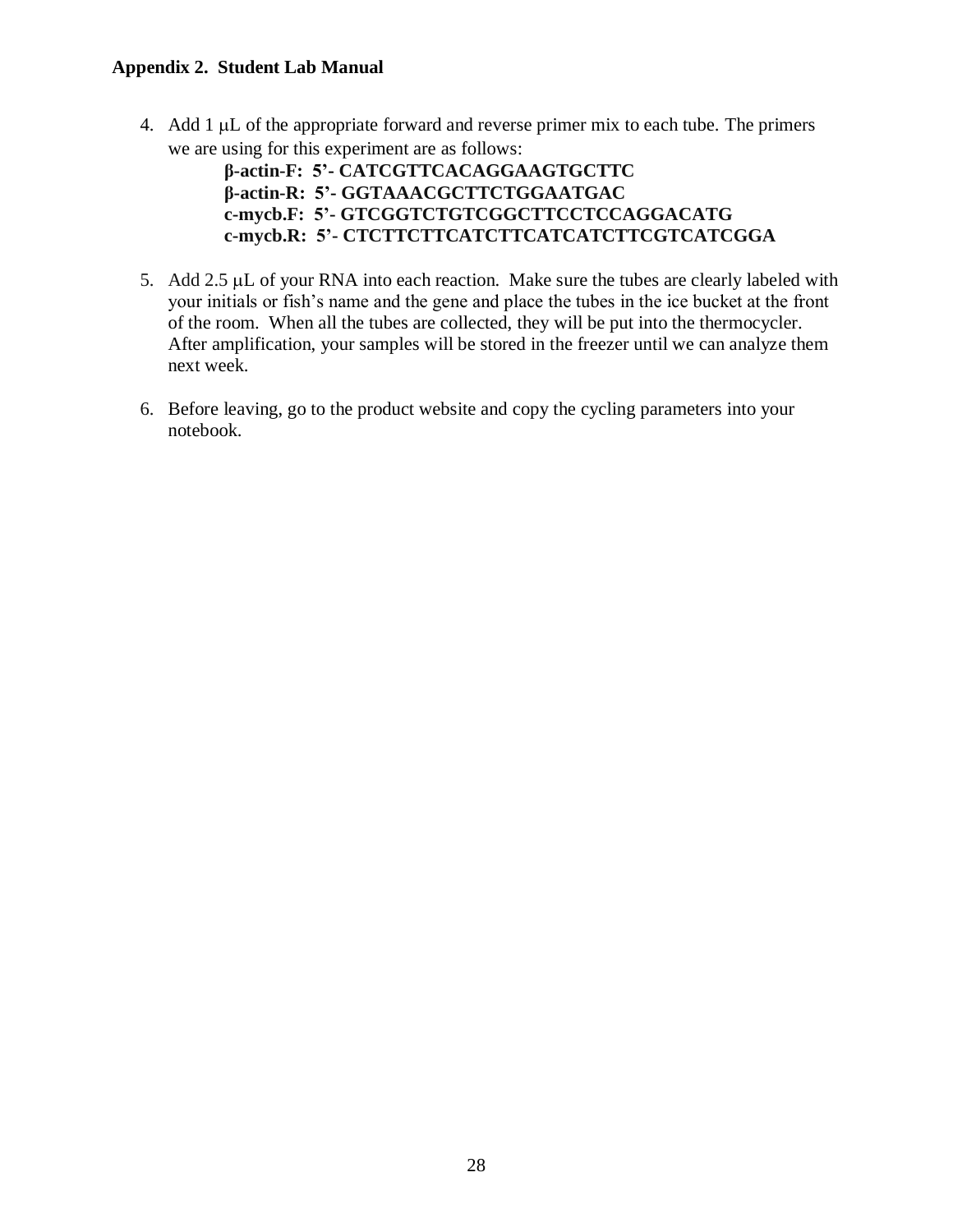**Appendix 2. Student Lab Manual**

4. Add 1 μL of the appropriate forward and reverse primer mix to each tube. The primers we are using for this experiment are as follows:

   **β-actin-F: 5'- CATCGTTCACAGGAAGTGCTTC**
   **β-actin-R: 5'- GGTAAACGCTTCTGGAATGAC**
   **c-mycb.F: 5'- GTCGGTCTGTCGGCTTCCTCCAGGACATG**
   **c-mycb.R: 5'- CTCTTCTTCATCTTCATCATCTTCGTCATCGGA**

5. Add 2.5 μL of your RNA into each reaction. Make sure the tubes are clearly labeled with your initials or fish's name and the gene and place the tubes in the ice bucket at the front of the room. When all the tubes are collected, they will be put into the thermocycler. After amplification, your samples will be stored in the freezer until we can analyze them next week.

6. Before leaving, go to the product website and copy the cycling parameters into your notebook.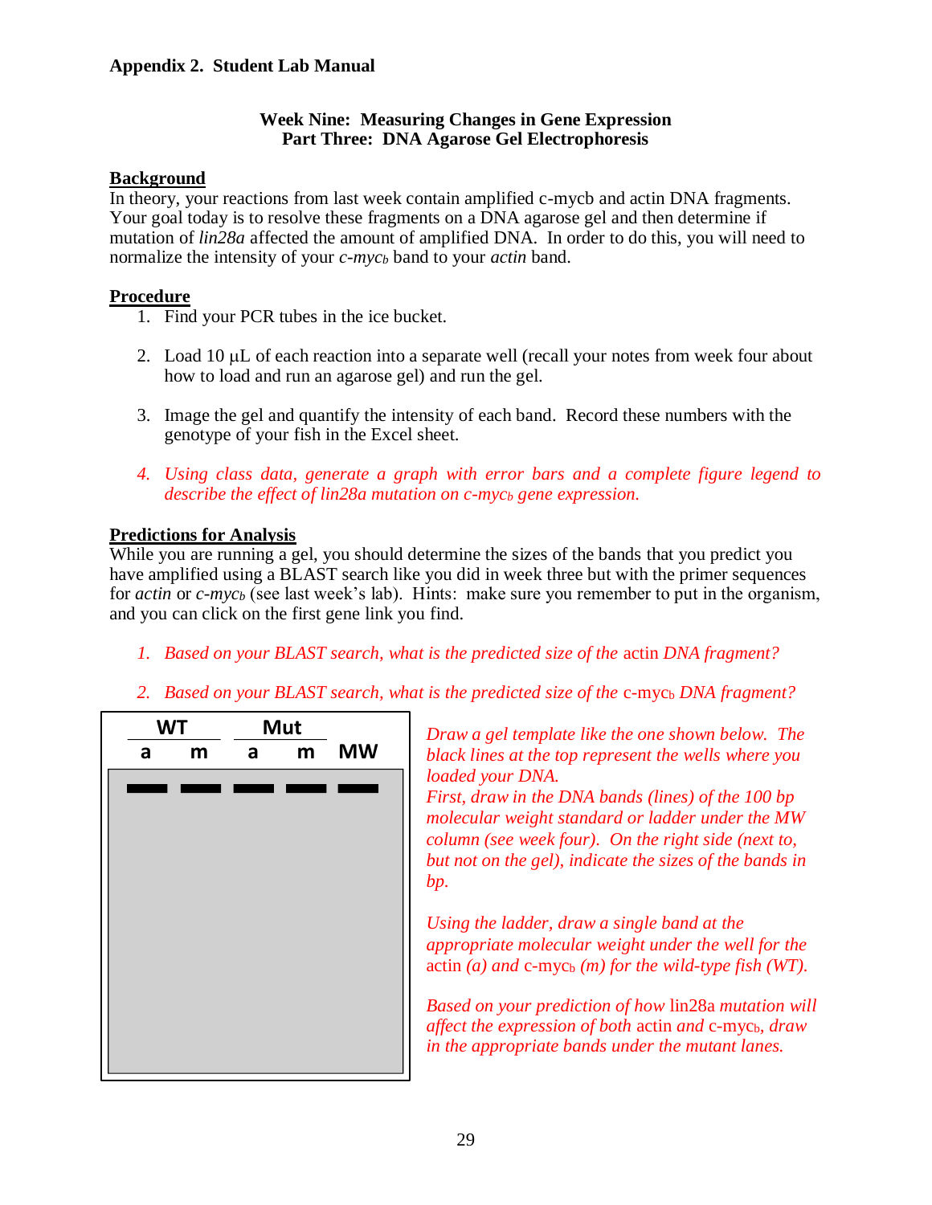**Appendix 2. Student Lab Manual**

## Week Nine: Measuring Changes in Gene Expression
## Part Three: DNA Agarose Gel Electrophoresis

### Background

In theory, your reactions from last week contain amplified c-mycb and actin DNA fragments. Your goal today is to resolve these fragments on a DNA agarose gel and then determine if mutation of *lin28a* affected the amount of amplified DNA. In order to do this, you will need to normalize the intensity of your *c-myc$_b$* band to your *actin* band.

### Procedure

1. Find your PCR tubes in the ice bucket.

2. Load 10 μL of each reaction into a separate well (recall your notes from week four about how to load and run an agarose gel) and run the gel.

3. Image the gel and quantify the intensity of each band. Record these numbers with the genotype of your fish in the Excel sheet.

4. *Using class data, generate a graph with error bars and a complete figure legend to describe the effect of lin28a mutation on c-myc$_b$ gene expression.*

### Predictions for Analysis

While you are running a gel, you should determine the sizes of the bands that you predict you have amplified using a BLAST search like you did in week three but with the primer sequences for *actin* or *c-myc$_b$* (see last week's lab). Hints: make sure you remember to put in the organism, and you can click on the first gene link you find.

1. *Based on your BLAST search, what is the predicted size of the* actin *DNA fragment?*

2. *Based on your BLAST search, what is the predicted size of the* c-myc$_b$ *DNA fragment?*

WT
Mut
a m a m MW

*Draw a gel template like the one shown below. The black lines at the top represent the wells where you loaded your DNA.*
*First, draw in the DNA bands (lines) of the 100 bp molecular weight standard or ladder under the MW column (see week four). On the right side (next to, but not on the gel), indicate the sizes of the bands in bp.*

*Using the ladder, draw a single band at the appropriate molecular weight under the well for the* actin *(a) and* c-myc$_b$ *(m) for the wild-type fish (WT).*

*Based on your prediction of how* lin28a *mutation will affect the expression of both* actin *and* c-myc$_b$*, draw in the appropriate bands under the mutant lanes.*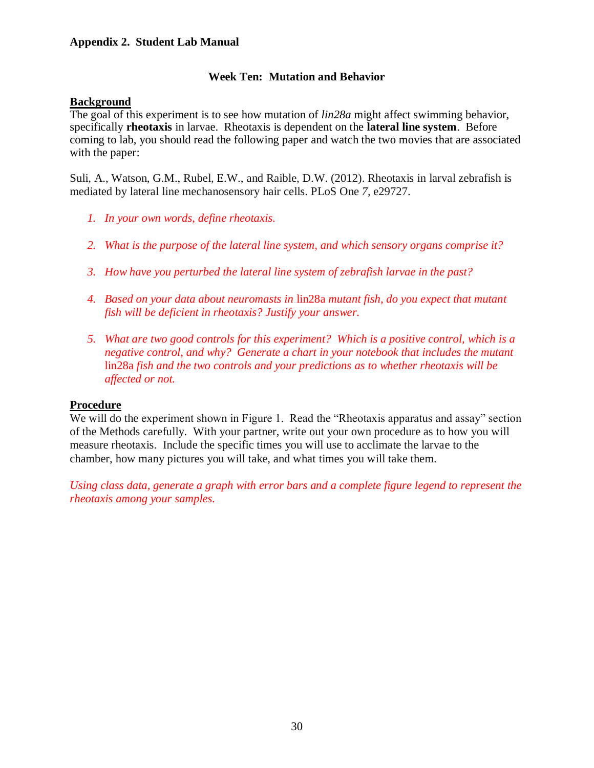**Appendix 2. Student Lab Manual**

## Week Ten: Mutation and Behavior

**Background**

The goal of this experiment is to see how mutation of *lin28a* might affect swimming behavior, specifically **rheotaxis** in larvae. Rheotaxis is dependent on the **lateral line system**. Before coming to lab, you should read the following paper and watch the two movies that are associated with the paper:

Suli, A., Watson, G.M., Rubel, E.W., and Raible, D.W. (2012). Rheotaxis in larval zebrafish is mediated by lateral line mechanosensory hair cells. PLoS One *7*, e29727.

1. *In your own words, define rheotaxis.*
2. *What is the purpose of the lateral line system, and which sensory organs comprise it?*
3. *How have you perturbed the lateral line system of zebrafish larvae in the past?*
4. *Based on your data about neuromasts in* lin28a *mutant fish, do you expect that mutant fish will be deficient in rheotaxis? Justify your answer.*
5. *What are two good controls for this experiment? Which is a positive control, which is a negative control, and why? Generate a chart in your notebook that includes the mutant* lin28a *fish and the two controls and your predictions as to whether rheotaxis will be affected or not.*

**Procedure**

We will do the experiment shown in Figure 1. Read the "Rheotaxis apparatus and assay" section of the Methods carefully. With your partner, write out your own procedure as to how you will measure rheotaxis. Include the specific times you will use to acclimate the larvae to the chamber, how many pictures you will take, and what times you will take them.

*Using class data, generate a graph with error bars and a complete figure legend to represent the rheotaxis among your samples.*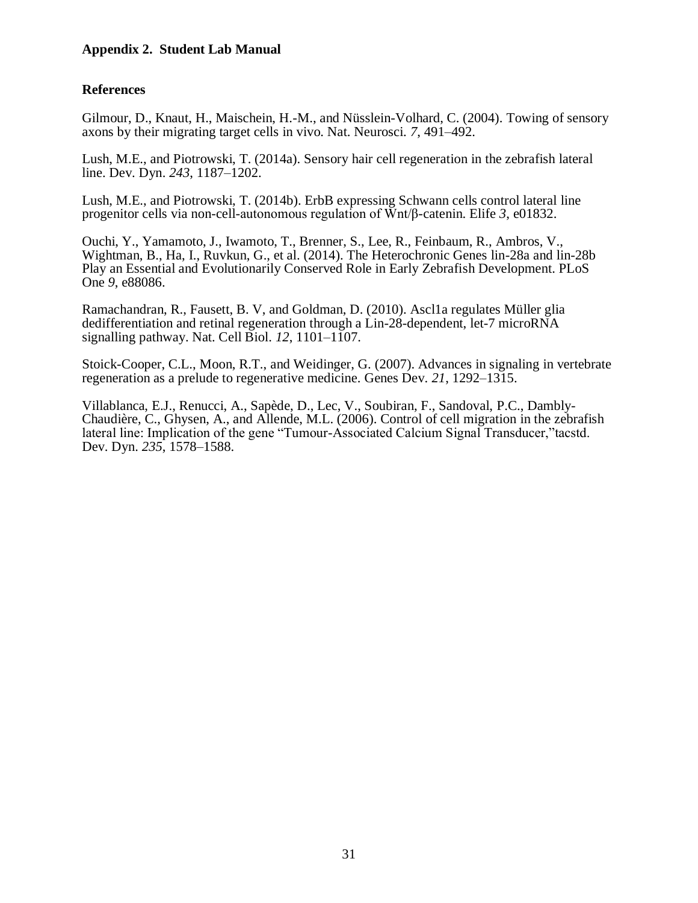**Appendix 2. Student Lab Manual**

**References**

Gilmour, D., Knaut, H., Maischein, H.-M., and Nüsslein-Volhard, C. (2004). Towing of sensory axons by their migrating target cells in vivo. Nat. Neurosci. *7*, 491–492.

Lush, M.E., and Piotrowski, T. (2014a). Sensory hair cell regeneration in the zebrafish lateral line. Dev. Dyn. *243*, 1187–1202.

Lush, M.E., and Piotrowski, T. (2014b). ErbB expressing Schwann cells control lateral line progenitor cells via non-cell-autonomous regulation of Wnt/β-catenin. Elife *3*, e01832.

Ouchi, Y., Yamamoto, J., Iwamoto, T., Brenner, S., Lee, R., Feinbaum, R., Ambros, V., Wightman, B., Ha, I., Ruvkun, G., et al. (2014). The Heterochronic Genes lin-28a and lin-28b Play an Essential and Evolutionarily Conserved Role in Early Zebrafish Development. PLoS One *9*, e88086.

Ramachandran, R., Fausett, B. V, and Goldman, D. (2010). Ascl1a regulates Müller glia dedifferentiation and retinal regeneration through a Lin-28-dependent, let-7 microRNA signalling pathway. Nat. Cell Biol. *12*, 1101–1107.

Stoick-Cooper, C.L., Moon, R.T., and Weidinger, G. (2007). Advances in signaling in vertebrate regeneration as a prelude to regenerative medicine. Genes Dev. *21*, 1292–1315.

Villablanca, E.J., Renucci, A., Sapède, D., Lec, V., Soubiran, F., Sandoval, P.C., Dambly-Chaudière, C., Ghysen, A., and Allende, M.L. (2006). Control of cell migration in the zebrafish lateral line: Implication of the gene "Tumour-Associated Calcium Signal Transducer,"tacstd. Dev. Dyn. *235*, 1578–1588.